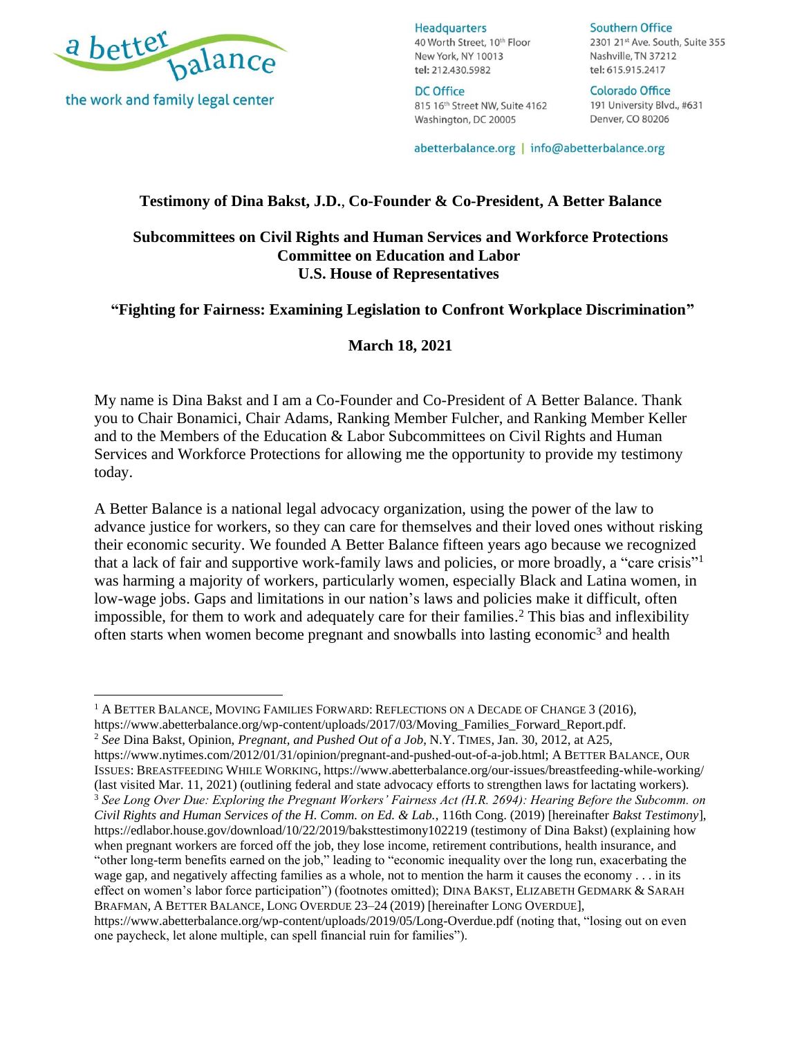a better balance

the work and family legal center

**Headquarters**
40 Worth Street, 10th Floor
New York, NY 10013
tel: 212.430.5982

**DC Office**
815 16th Street NW, Suite 4162
Washington, DC 20005

**Southern Office**
2301 21st Ave. South, Suite 355
Nashville, TN 37212
tel: 615.915.2417

**Colorado Office**
191 University Blvd., #631
Denver, CO 80206

abetterbalance.org | info@abetterbalance.org

**Testimony of Dina Bakst, J.D., Co-Founder & Co-President, A Better Balance**

**Subcommittees on Civil Rights and Human Services and Workforce Protections**
**Committee on Education and Labor**
**U.S. House of Representatives**

**"Fighting for Fairness: Examining Legislation to Confront Workplace Discrimination"**

**March 18, 2021**

My name is Dina Bakst and I am a Co-Founder and Co-President of A Better Balance. Thank you to Chair Bonamici, Chair Adams, Ranking Member Fulcher, and Ranking Member Keller and to the Members of the Education & Labor Subcommittees on Civil Rights and Human Services and Workforce Protections for allowing me the opportunity to provide my testimony today.

A Better Balance is a national legal advocacy organization, using the power of the law to advance justice for workers, so they can care for themselves and their loved ones without risking their economic security. We founded A Better Balance fifteen years ago because we recognized that a lack of fair and supportive work-family laws and policies, or more broadly, a "care crisis"[1] was harming a majority of workers, particularly women, especially Black and Latina women, in low-wage jobs. Gaps and limitations in our nation's laws and policies make it difficult, often impossible, for them to work and adequately care for their families.[2] This bias and inflexibility often starts when women become pregnant and snowballs into lasting economic[3] and health

---

[1] A Better Balance, Moving Families Forward: Reflections on a Decade of Change 3 (2016), https://www.abetterbalance.org/wp-content/uploads/2017/03/Moving_Families_Forward_Report.pdf.

[2] *See* Dina Bakst, Opinion, *Pregnant, and Pushed Out of a Job*, N.Y. Times, Jan. 30, 2012, at A25, https://www.nytimes.com/2012/01/31/opinion/pregnant-and-pushed-out-of-a-job.html; A Better Balance, Our Issues: Breastfeeding While Working, https://www.abetterbalance.org/our-issues/breastfeeding-while-working/ (last visited Mar. 11, 2021) (outlining federal and state advocacy efforts to strengthen laws for lactating workers).

[3] *See Long Over Due: Exploring the Pregnant Workers' Fairness Act (H.R. 2694): Hearing Before the Subcomm. on Civil Rights and Human Services of the H. Comm. on Ed. & Lab.*, 116th Cong. (2019) [hereinafter *Bakst Testimony*], https://edlabor.house.gov/download/10/22/2019/baksttestimony102219 (testimony of Dina Bakst) (explaining how when pregnant workers are forced off the job, they lose income, retirement contributions, health insurance, and "other long-term benefits earned on the job," leading to "economic inequality over the long run, exacerbating the wage gap, and negatively affecting families as a whole, not to mention the harm it causes the economy . . . in its effect on women's labor force participation") (footnotes omitted); Dina Bakst, Elizabeth Gedmark & Sarah Brafman, A Better Balance, Long Overdue 23–24 (2019) [hereinafter Long Overdue], https://www.abetterbalance.org/wp-content/uploads/2019/05/Long-Overdue.pdf (noting that, "losing out on even one paycheck, let alone multiple, can spell financial ruin for families").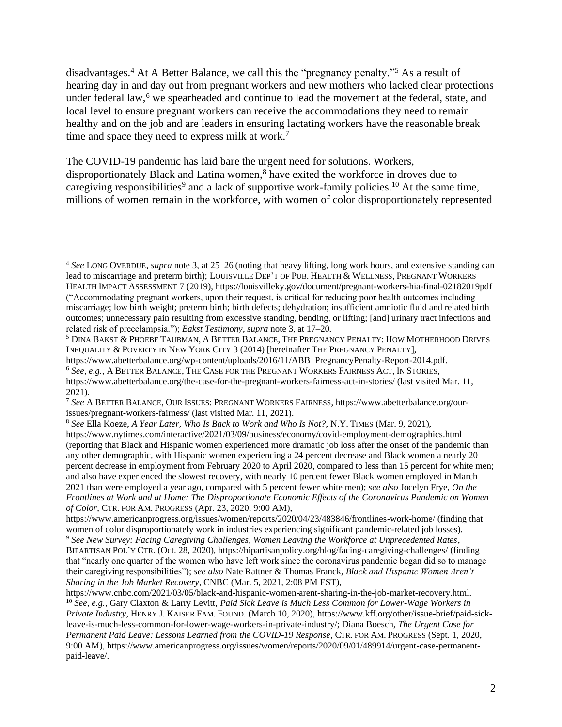disadvantages.[4] At A Better Balance, we call this the "pregnancy penalty."[5] As a result of hearing day in and day out from pregnant workers and new mothers who lacked clear protections under federal law,[6] we spearheaded and continue to lead the movement at the federal, state, and local level to ensure pregnant workers can receive the accommodations they need to remain healthy and on the job and are leaders in ensuring lactating workers have the reasonable break time and space they need to express milk at work.[7]

The COVID-19 pandemic has laid bare the urgent need for solutions. Workers, disproportionately Black and Latina women,[8] have exited the workforce in droves due to caregiving responsibilities[9] and a lack of supportive work-family policies.[10] At the same time, millions of women remain in the workforce, with women of color disproportionately represented

---

[4] *See* LONG OVERDUE, *supra* note 3, at 25–26 (noting that heavy lifting, long work hours, and extensive standing can lead to miscarriage and preterm birth); LOUISVILLE DEP'T OF PUB. HEALTH & WELLNESS, PREGNANT WORKERS HEALTH IMPACT ASSESSMENT 7 (2019), https://louisvilleky.gov/document/pregnant-workers-hia-final-02182019pdf ("Accommodating pregnant workers, upon their request, is critical for reducing poor health outcomes including miscarriage; low birth weight; preterm birth; birth defects; dehydration; insufficient amniotic fluid and related birth outcomes; unnecessary pain resulting from excessive standing, bending, or lifting; [and] urinary tract infections and related risk of preeclampsia."); *Bakst Testimony*, *supra* note 3, at 17–20.

[5] DINA BAKST & PHOEBE TAUBMAN, A BETTER BALANCE, THE PREGNANCY PENALTY: HOW MOTHERHOOD DRIVES INEQUALITY & POVERTY IN NEW YORK CITY 3 (2014) [hereinafter THE PREGNANCY PENALTY], https://www.abetterbalance.org/wp-content/uploads/2016/11/ABB_PregnancyPenalty-Report-2014.pdf.

[6] *See, e.g.*, A BETTER BALANCE, THE CASE FOR THE PREGNANT WORKERS FAIRNESS ACT, IN STORIES, https://www.abetterbalance.org/the-case-for-the-pregnant-workers-fairness-act-in-stories/ (last visited Mar. 11, 2021).

[7] *See* A BETTER BALANCE, OUR ISSUES: PREGNANT WORKERS FAIRNESS, https://www.abetterbalance.org/our-issues/pregnant-workers-fairness/ (last visited Mar. 11, 2021).

[8] *See* Ella Koeze, *A Year Later, Who Is Back to Work and Who Is Not?*, N.Y. TIMES (Mar. 9, 2021), https://www.nytimes.com/interactive/2021/03/09/business/economy/covid-employment-demographics.html (reporting that Black and Hispanic women experienced more dramatic job loss after the onset of the pandemic than any other demographic, with Hispanic women experiencing a 24 percent decrease and Black women a nearly 20 percent decrease in employment from February 2020 to April 2020, compared to less than 15 percent for white men; and also have experienced the slowest recovery, with nearly 10 percent fewer Black women employed in March 2021 than were employed a year ago, compared with 5 percent fewer white men); *see also* Jocelyn Frye, *On the Frontlines at Work and at Home: The Disproportionate Economic Effects of the Coronavirus Pandemic on Women of Color*, CTR. FOR AM. PROGRESS (Apr. 23, 2020, 9:00 AM), https://www.americanprogress.org/issues/women/reports/2020/04/23/483846/frontlines-work-home/ (finding that women of color disproportionately work in industries experiencing significant pandemic-related job losses).

[9] *See New Survey: Facing Caregiving Challenges, Women Leaving the Workforce at Unprecedented Rates*, BIPARTISAN POL'Y CTR. (Oct. 28, 2020), https://bipartisanpolicy.org/blog/facing-caregiving-challenges/ (finding that "nearly one quarter of the women who have left work since the coronavirus pandemic began did so to manage their caregiving responsibilities"); *see also* Nate Rattner & Thomas Franck, *Black and Hispanic Women Aren't Sharing in the Job Market Recovery*, CNBC (Mar. 5, 2021, 2:08 PM EST), https://www.cnbc.com/2021/03/05/black-and-hispanic-women-arent-sharing-in-the-job-market-recovery.html.

[10] *See, e.g.*, Gary Claxton & Larry Levitt, *Paid Sick Leave is Much Less Common for Lower-Wage Workers in Private Industry*, HENRY J. KAISER FAM. FOUND. (March 10, 2020), https://www.kff.org/other/issue-brief/paid-sick-leave-is-much-less-common-for-lower-wage-workers-in-private-industry/; Diana Boesch, *The Urgent Case for Permanent Paid Leave: Lessons Learned from the COVID-19 Response*, CTR. FOR AM. PROGRESS (Sept. 1, 2020, 9:00 AM), https://www.americanprogress.org/issues/women/reports/2020/09/01/489914/urgent-case-permanent-paid-leave/.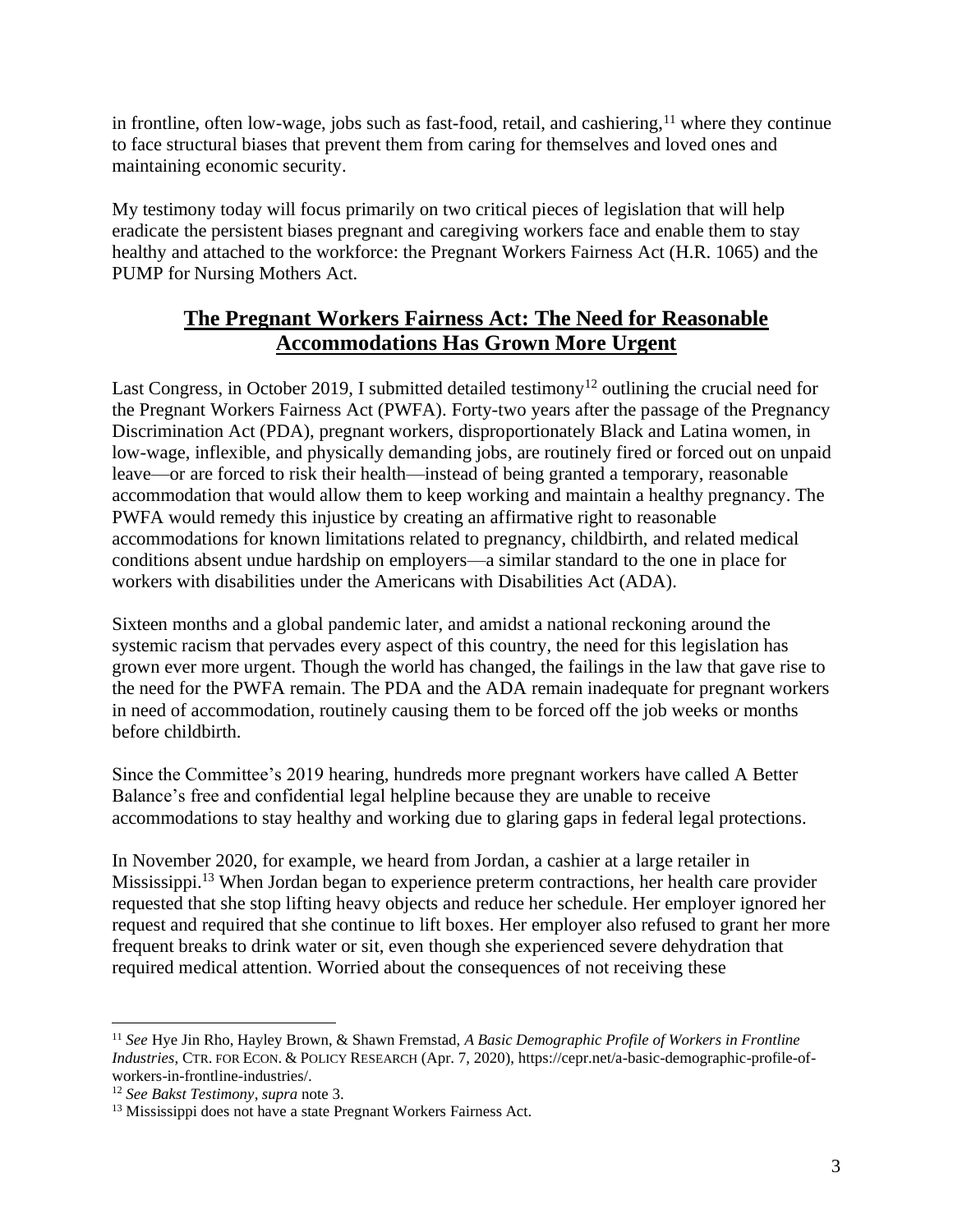in frontline, often low-wage, jobs such as fast-food, retail, and cashiering,[11] where they continue to face structural biases that prevent them from caring for themselves and loved ones and maintaining economic security.

My testimony today will focus primarily on two critical pieces of legislation that will help eradicate the persistent biases pregnant and caregiving workers face and enable them to stay healthy and attached to the workforce: the Pregnant Workers Fairness Act (H.R. 1065) and the PUMP for Nursing Mothers Act.

## The Pregnant Workers Fairness Act: The Need for Reasonable Accommodations Has Grown More Urgent

Last Congress, in October 2019, I submitted detailed testimony[12] outlining the crucial need for the Pregnant Workers Fairness Act (PWFA). Forty-two years after the passage of the Pregnancy Discrimination Act (PDA), pregnant workers, disproportionately Black and Latina women, in low-wage, inflexible, and physically demanding jobs, are routinely fired or forced out on unpaid leave—or are forced to risk their health—instead of being granted a temporary, reasonable accommodation that would allow them to keep working and maintain a healthy pregnancy. The PWFA would remedy this injustice by creating an affirmative right to reasonable accommodations for known limitations related to pregnancy, childbirth, and related medical conditions absent undue hardship on employers—a similar standard to the one in place for workers with disabilities under the Americans with Disabilities Act (ADA).

Sixteen months and a global pandemic later, and amidst a national reckoning around the systemic racism that pervades every aspect of this country, the need for this legislation has grown ever more urgent. Though the world has changed, the failings in the law that gave rise to the need for the PWFA remain. The PDA and the ADA remain inadequate for pregnant workers in need of accommodation, routinely causing them to be forced off the job weeks or months before childbirth.

Since the Committee's 2019 hearing, hundreds more pregnant workers have called A Better Balance's free and confidential legal helpline because they are unable to receive accommodations to stay healthy and working due to glaring gaps in federal legal protections.

In November 2020, for example, we heard from Jordan, a cashier at a large retailer in Mississippi.[13] When Jordan began to experience preterm contractions, her health care provider requested that she stop lifting heavy objects and reduce her schedule. Her employer ignored her request and required that she continue to lift boxes. Her employer also refused to grant her more frequent breaks to drink water or sit, even though she experienced severe dehydration that required medical attention. Worried about the consequences of not receiving these

---

[11] *See* Hye Jin Rho, Hayley Brown, & Shawn Fremstad, *A Basic Demographic Profile of Workers in Frontline Industries*, CTR. FOR ECON. & POLICY RESEARCH (Apr. 7, 2020), https://cepr.net/a-basic-demographic-profile-of-workers-in-frontline-industries/.

[12] *See Bakst Testimony*, *supra* note 3.

[13] Mississippi does not have a state Pregnant Workers Fairness Act.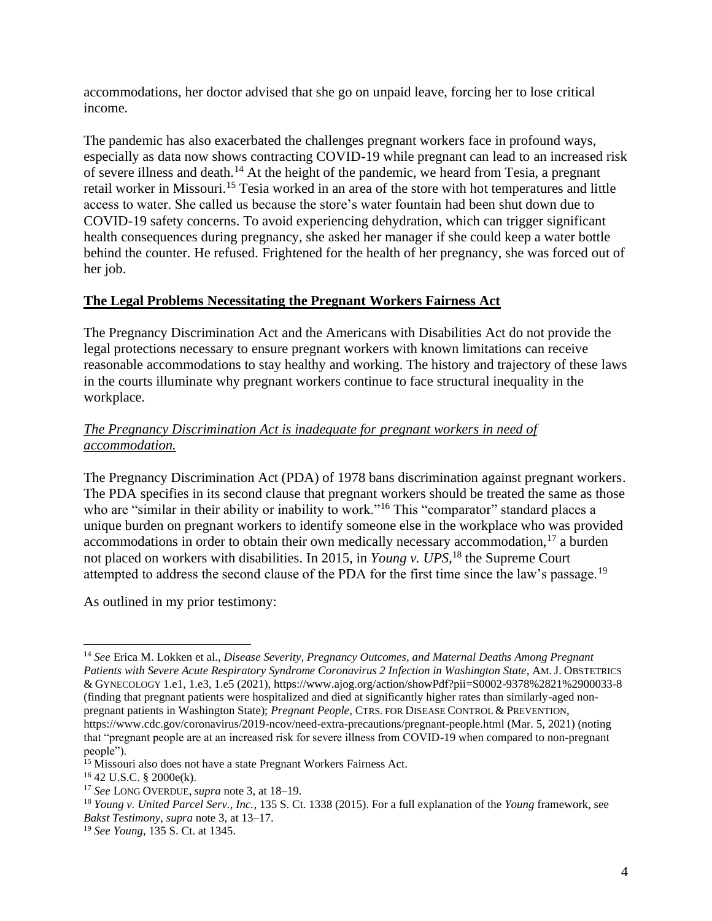accommodations, her doctor advised that she go on unpaid leave, forcing her to lose critical income.

The pandemic has also exacerbated the challenges pregnant workers face in profound ways, especially as data now shows contracting COVID-19 while pregnant can lead to an increased risk of severe illness and death.[14] At the height of the pandemic, we heard from Tesia, a pregnant retail worker in Missouri.[15] Tesia worked in an area of the store with hot temperatures and little access to water. She called us because the store's water fountain had been shut down due to COVID-19 safety concerns. To avoid experiencing dehydration, which can trigger significant health consequences during pregnancy, she asked her manager if she could keep a water bottle behind the counter. He refused. Frightened for the health of her pregnancy, she was forced out of her job.

## **The Legal Problems Necessitating the Pregnant Workers Fairness Act**

The Pregnancy Discrimination Act and the Americans with Disabilities Act do not provide the legal protections necessary to ensure pregnant workers with known limitations can receive reasonable accommodations to stay healthy and working. The history and trajectory of these laws in the courts illuminate why pregnant workers continue to face structural inequality in the workplace.

### *The Pregnancy Discrimination Act is inadequate for pregnant workers in need of accommodation.*

The Pregnancy Discrimination Act (PDA) of 1978 bans discrimination against pregnant workers. The PDA specifies in its second clause that pregnant workers should be treated the same as those who are "similar in their ability or inability to work."[16] This "comparator" standard places a unique burden on pregnant workers to identify someone else in the workplace who was provided accommodations in order to obtain their own medically necessary accommodation,[17] a burden not placed on workers with disabilities. In 2015, in *Young v. UPS*,[18] the Supreme Court attempted to address the second clause of the PDA for the first time since the law's passage.[19]

As outlined in my prior testimony:

---

[14] *See* Erica M. Lokken et al., *Disease Severity, Pregnancy Outcomes, and Maternal Deaths Among Pregnant Patients with Severe Acute Respiratory Syndrome Coronavirus 2 Infection in Washington State*, AM. J. OBSTETRICS & GYNECOLOGY 1.e1, 1.e3, 1.e5 (2021), https://www.ajog.org/action/showPdf?pii=S0002-9378%2821%2900033-8 (finding that pregnant patients were hospitalized and died at significantly higher rates than similarly-aged non-pregnant patients in Washington State); *Pregnant People*, CTRS. FOR DISEASE CONTROL & PREVENTION, https://www.cdc.gov/coronavirus/2019-ncov/need-extra-precautions/pregnant-people.html (Mar. 5, 2021) (noting that "pregnant people are at an increased risk for severe illness from COVID-19 when compared to non-pregnant people").

[15] Missouri also does not have a state Pregnant Workers Fairness Act.

[16] 42 U.S.C. § 2000e(k).

[17] *See* LONG OVERDUE, *supra* note 3, at 18–19.

[18] *Young v. United Parcel Serv., Inc.*, 135 S. Ct. 1338 (2015). For a full explanation of the *Young* framework, see *Bakst Testimony*, *supra* note 3, at 13–17.

[19] *See Young*, 135 S. Ct. at 1345.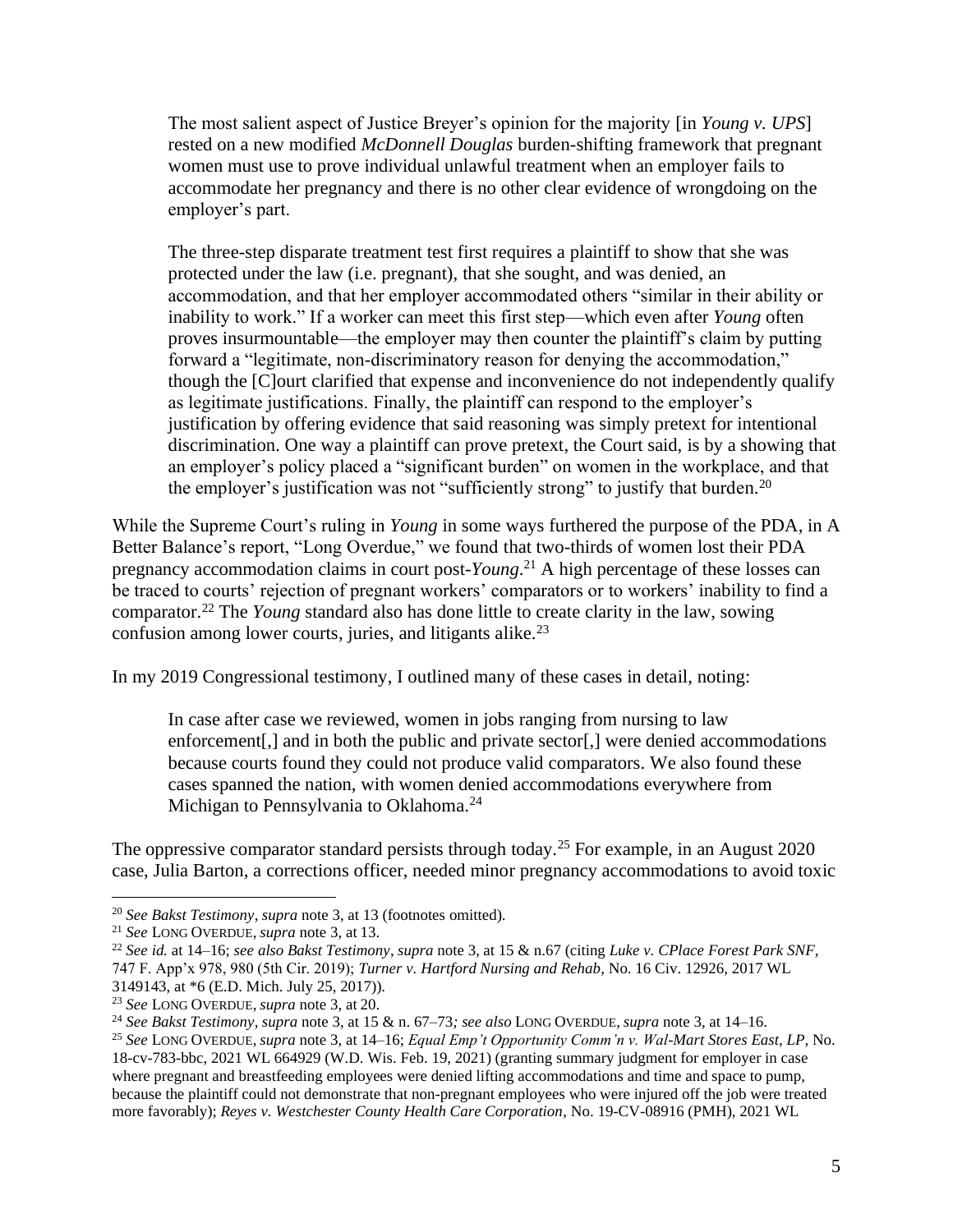> The most salient aspect of Justice Breyer's opinion for the majority [in *Young v. UPS*] rested on a new modified *McDonnell Douglas* burden-shifting framework that pregnant women must use to prove individual unlawful treatment when an employer fails to accommodate her pregnancy and there is no other clear evidence of wrongdoing on the employer's part.
>
> The three-step disparate treatment test first requires a plaintiff to show that she was protected under the law (i.e. pregnant), that she sought, and was denied, an accommodation, and that her employer accommodated others "similar in their ability or inability to work." If a worker can meet this first step—which even after *Young* often proves insurmountable—the employer may then counter the plaintiff's claim by putting forward a "legitimate, non-discriminatory reason for denying the accommodation," though the [C]ourt clarified that expense and inconvenience do not independently qualify as legitimate justifications. Finally, the plaintiff can respond to the employer's justification by offering evidence that said reasoning was simply pretext for intentional discrimination. One way a plaintiff can prove pretext, the Court said, is by a showing that an employer's policy placed a "significant burden" on women in the workplace, and that the employer's justification was not "sufficiently strong" to justify that burden.[20]

While the Supreme Court's ruling in *Young* in some ways furthered the purpose of the PDA, in A Better Balance's report, "Long Overdue," we found that two-thirds of women lost their PDA pregnancy accommodation claims in court post-*Young*.[21] A high percentage of these losses can be traced to courts' rejection of pregnant workers' comparators or to workers' inability to find a comparator.[22] The *Young* standard also has done little to create clarity in the law, sowing confusion among lower courts, juries, and litigants alike.[23]

In my 2019 Congressional testimony, I outlined many of these cases in detail, noting:

> In case after case we reviewed, women in jobs ranging from nursing to law enforcement[,] and in both the public and private sector[,] were denied accommodations because courts found they could not produce valid comparators. We also found these cases spanned the nation, with women denied accommodations everywhere from Michigan to Pennsylvania to Oklahoma.[24]

The oppressive comparator standard persists through today.[25] For example, in an August 2020 case, Julia Barton, a corrections officer, needed minor pregnancy accommodations to avoid toxic

---

[20] *See Bakst Testimony*, *supra* note 3, at 13 (footnotes omitted).

[21] *See* LONG OVERDUE, *supra* note 3, at 13.

[22] *See id.* at 14–16; *see also Bakst Testimony*, *supra* note 3, at 15 & n.67 (citing *Luke v. CPlace Forest Park SNF*, 747 F. App'x 978, 980 (5th Cir. 2019); *Turner v. Hartford Nursing and Rehab*, No. 16 Civ. 12926, 2017 WL 3149143, at *6 (E.D. Mich. July 25, 2017)).

[23] *See* LONG OVERDUE, *supra* note 3, at 20.

[24] *See Bakst Testimony*, *supra* note 3, at 15 & n. 67–73*; see also* LONG OVERDUE, *supra* note 3, at 14–16.

[25] *See* LONG OVERDUE, *supra* note 3, at 14–16; *Equal Emp't Opportunity Comm'n v. Wal-Mart Stores East, LP*, No. 18-cv-783-bbc, 2021 WL 664929 (W.D. Wis. Feb. 19, 2021) (granting summary judgment for employer in case where pregnant and breastfeeding employees were denied lifting accommodations and time and space to pump, because the plaintiff could not demonstrate that non-pregnant employees who were injured off the job were treated more favorably); *Reyes v. Westchester County Health Care Corporation*, No. 19-CV-08916 (PMH), 2021 WL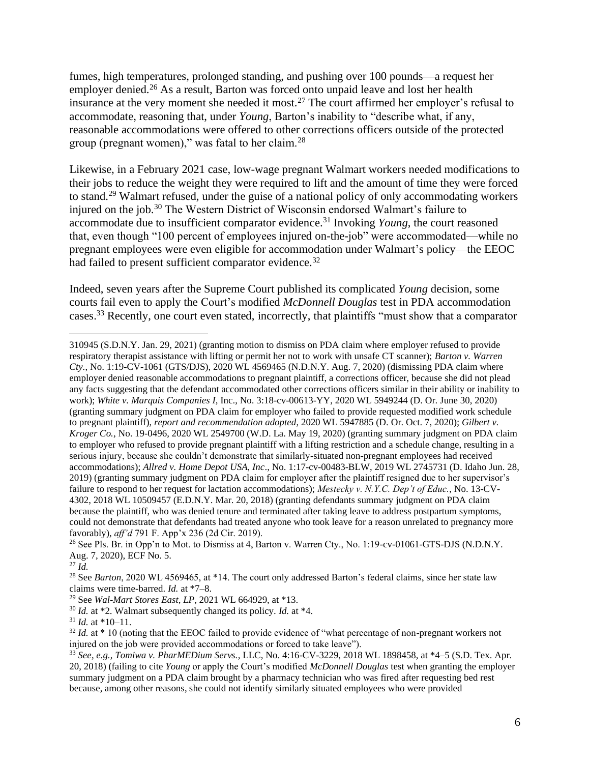fumes, high temperatures, prolonged standing, and pushing over 100 pounds—a request her employer denied.[26] As a result, Barton was forced onto unpaid leave and lost her health insurance at the very moment she needed it most.[27] The court affirmed her employer's refusal to accommodate, reasoning that, under *Young*, Barton's inability to "describe what, if any, reasonable accommodations were offered to other corrections officers outside of the protected group (pregnant women)," was fatal to her claim.[28]

Likewise, in a February 2021 case, low-wage pregnant Walmart workers needed modifications to their jobs to reduce the weight they were required to lift and the amount of time they were forced to stand.[29] Walmart refused, under the guise of a national policy of only accommodating workers injured on the job.[30] The Western District of Wisconsin endorsed Walmart's failure to accommodate due to insufficient comparator evidence.[31] Invoking *Young*, the court reasoned that, even though "100 percent of employees injured on-the-job" were accommodated—while no pregnant employees were even eligible for accommodation under Walmart's policy—the EEOC had failed to present sufficient comparator evidence.[32]

Indeed, seven years after the Supreme Court published its complicated *Young* decision, some courts fail even to apply the Court's modified *McDonnell Douglas* test in PDA accommodation cases.[33] Recently, one court even stated, incorrectly, that plaintiffs "must show that a comparator

---

310945 (S.D.N.Y. Jan. 29, 2021) (granting motion to dismiss on PDA claim where employer refused to provide respiratory therapist assistance with lifting or permit her not to work with unsafe CT scanner); *Barton v. Warren Cty.*, No. 1:19-CV-1061 (GTS/DJS), 2020 WL 4569465 (N.D.N.Y. Aug. 7, 2020) (dismissing PDA claim where employer denied reasonable accommodations to pregnant plaintiff, a corrections officer, because she did not plead any facts suggesting that the defendant accommodated other corrections officers similar in their ability or inability to work); *White v. Marquis Companies I*, Inc., No. 3:18-cv-00613-YY, 2020 WL 5949244 (D. Or. June 30, 2020) (granting summary judgment on PDA claim for employer who failed to provide requested modified work schedule to pregnant plaintiff), *report and recommendation adopted*, 2020 WL 5947885 (D. Or. Oct. 7, 2020); *Gilbert v. Kroger Co.*, No. 19-0496, 2020 WL 2549700 (W.D. La. May 19, 2020) (granting summary judgment on PDA claim to employer who refused to provide pregnant plaintiff with a lifting restriction and a schedule change, resulting in a serious injury, because she couldn't demonstrate that similarly-situated non-pregnant employees had received accommodations); *Allred v. Home Depot USA, Inc*., No. 1:17-cv-00483-BLW, 2019 WL 2745731 (D. Idaho Jun. 28, 2019) (granting summary judgment on PDA claim for employer after the plaintiff resigned due to her supervisor's failure to respond to her request for lactation accommodations); *Mestecky v. N.Y.C. Dep't of Educ.*, No. 13-CV-4302, 2018 WL 10509457 (E.D.N.Y. Mar. 20, 2018) (granting defendants summary judgment on PDA claim because the plaintiff, who was denied tenure and terminated after taking leave to address postpartum symptoms, could not demonstrate that defendants had treated anyone who took leave for a reason unrelated to pregnancy more favorably), *aff'd* 791 F. App'x 236 (2d Cir. 2019).

[26] See Pls. Br. in Opp'n to Mot. to Dismiss at 4, Barton v. Warren Cty., No. 1:19-cv-01061-GTS-DJS (N.D.N.Y. Aug. 7, 2020), ECF No. 5.

[27] *Id.*

[28] See *Barton*, 2020 WL 4569465, at *14. The court only addressed Barton's federal claims, since her state law claims were time-barred. *Id.* at *7–8.

[29] See *Wal-Mart Stores East, LP*, 2021 WL 664929, at *13.

[30] *Id.* at *2. Walmart subsequently changed its policy. *Id.* at *4.

[31] *Id.* at *10–11.

[32] *Id.* at * 10 (noting that the EEOC failed to provide evidence of "what percentage of non-pregnant workers not injured on the job were provided accommodations or forced to take leave").

[33] *See, e.g.*, *Tomiwa v. PharMEDium Servs.*, LLC, No. 4:16-CV-3229, 2018 WL 1898458, at *4–5 (S.D. Tex. Apr. 20, 2018) (failing to cite *Young* or apply the Court's modified *McDonnell Douglas* test when granting the employer summary judgment on a PDA claim brought by a pharmacy technician who was fired after requesting bed rest because, among other reasons, she could not identify similarly situated employees who were provided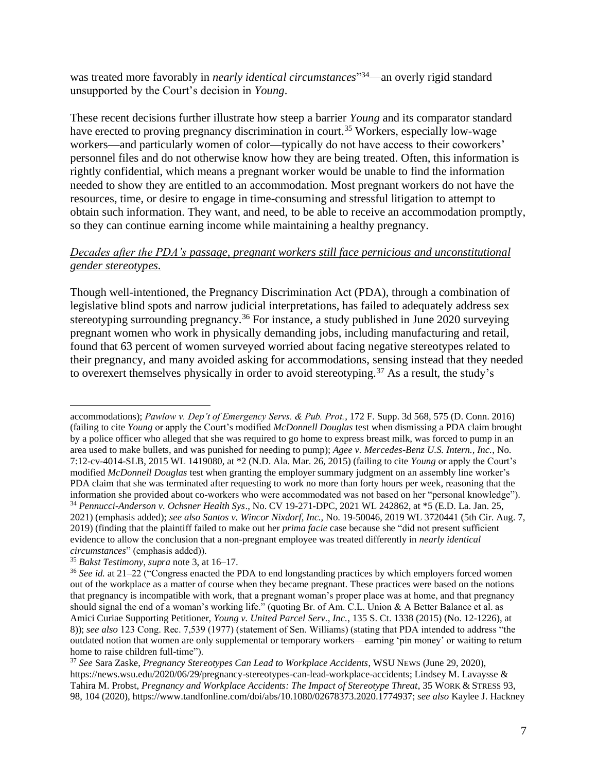was treated more favorably in *nearly identical circumstances*"[34]—an overly rigid standard unsupported by the Court's decision in *Young*.

These recent decisions further illustrate how steep a barrier *Young* and its comparator standard have erected to proving pregnancy discrimination in court.[35] Workers, especially low-wage workers—and particularly women of color—typically do not have access to their coworkers' personnel files and do not otherwise know how they are being treated. Often, this information is rightly confidential, which means a pregnant worker would be unable to find the information needed to show they are entitled to an accommodation. Most pregnant workers do not have the resources, time, or desire to engage in time-consuming and stressful litigation to attempt to obtain such information. They want, and need, to be able to receive an accommodation promptly, so they can continue earning income while maintaining a healthy pregnancy.

*Decades after the PDA's passage, pregnant workers still face pernicious and unconstitutional gender stereotypes.*

Though well-intentioned, the Pregnancy Discrimination Act (PDA), through a combination of legislative blind spots and narrow judicial interpretations, has failed to adequately address sex stereotyping surrounding pregnancy.[36] For instance, a study published in June 2020 surveying pregnant women who work in physically demanding jobs, including manufacturing and retail, found that 63 percent of women surveyed worried about facing negative stereotypes related to their pregnancy, and many avoided asking for accommodations, sensing instead that they needed to overexert themselves physically in order to avoid stereotyping.[37] As a result, the study's

---

accommodations); *Pawlow v. Dep't of Emergency Servs. & Pub. Prot.*, 172 F. Supp. 3d 568, 575 (D. Conn. 2016) (failing to cite *Young* or apply the Court's modified *McDonnell Douglas* test when dismissing a PDA claim brought by a police officer who alleged that she was required to go home to express breast milk, was forced to pump in an area used to make bullets, and was punished for needing to pump); *Agee v. Mercedes-Benz U.S. Intern., Inc.*, No. 7:12-cv-4014-SLB, 2015 WL 1419080, at *2 (N.D. Ala. Mar. 26, 2015) (failing to cite *Young* or apply the Court's modified *McDonnell Douglas* test when granting the employer summary judgment on an assembly line worker's PDA claim that she was terminated after requesting to work no more than forty hours per week, reasoning that the information she provided about co-workers who were accommodated was not based on her "personal knowledge").

[34] *Pennucci-Anderson v. Ochsner Health Sys*., No. CV 19-271-DPC, 2021 WL 242862, at *5 (E.D. La. Jan. 25, 2021) (emphasis added); *see also Santos v. Wincor Nixdorf, Inc.*, No. 19-50046, 2019 WL 3720441 (5th Cir. Aug. 7, 2019) (finding that the plaintiff failed to make out her *prima facie* case because she "did not present sufficient evidence to allow the conclusion that a non-pregnant employee was treated differently in *nearly identical circumstances*" (emphasis added)).

[35] *Bakst Testimony*, *supra* note 3, at 16–17.

[36] *See id.* at 21–22 ("Congress enacted the PDA to end longstanding practices by which employers forced women out of the workplace as a matter of course when they became pregnant. These practices were based on the notions that pregnancy is incompatible with work, that a pregnant woman's proper place was at home, and that pregnancy should signal the end of a woman's working life." (quoting Br. of Am. C.L. Union & A Better Balance et al. as Amici Curiae Supporting Petitioner, *Young v. United Parcel Serv., Inc.*, 135 S. Ct. 1338 (2015) (No. 12-1226), at 8)); *see also* 123 Cong. Rec. 7,539 (1977) (statement of Sen. Williams) (stating that PDA intended to address "the outdated notion that women are only supplemental or temporary workers—earning 'pin money' or waiting to return home to raise children full-time").

[37] *See* Sara Zaske, *Pregnancy Stereotypes Can Lead to Workplace Accidents*, WSU NEWS (June 29, 2020), https://news.wsu.edu/2020/06/29/pregnancy-stereotypes-can-lead-workplace-accidents; Lindsey M. Lavaysse & Tahira M. Probst, *Pregnancy and Workplace Accidents: The Impact of Stereotype Threat*, 35 WORK & STRESS 93, 98, 104 (2020), https://www.tandfonline.com/doi/abs/10.1080/02678373.2020.1774937; *see also* Kaylee J. Hackney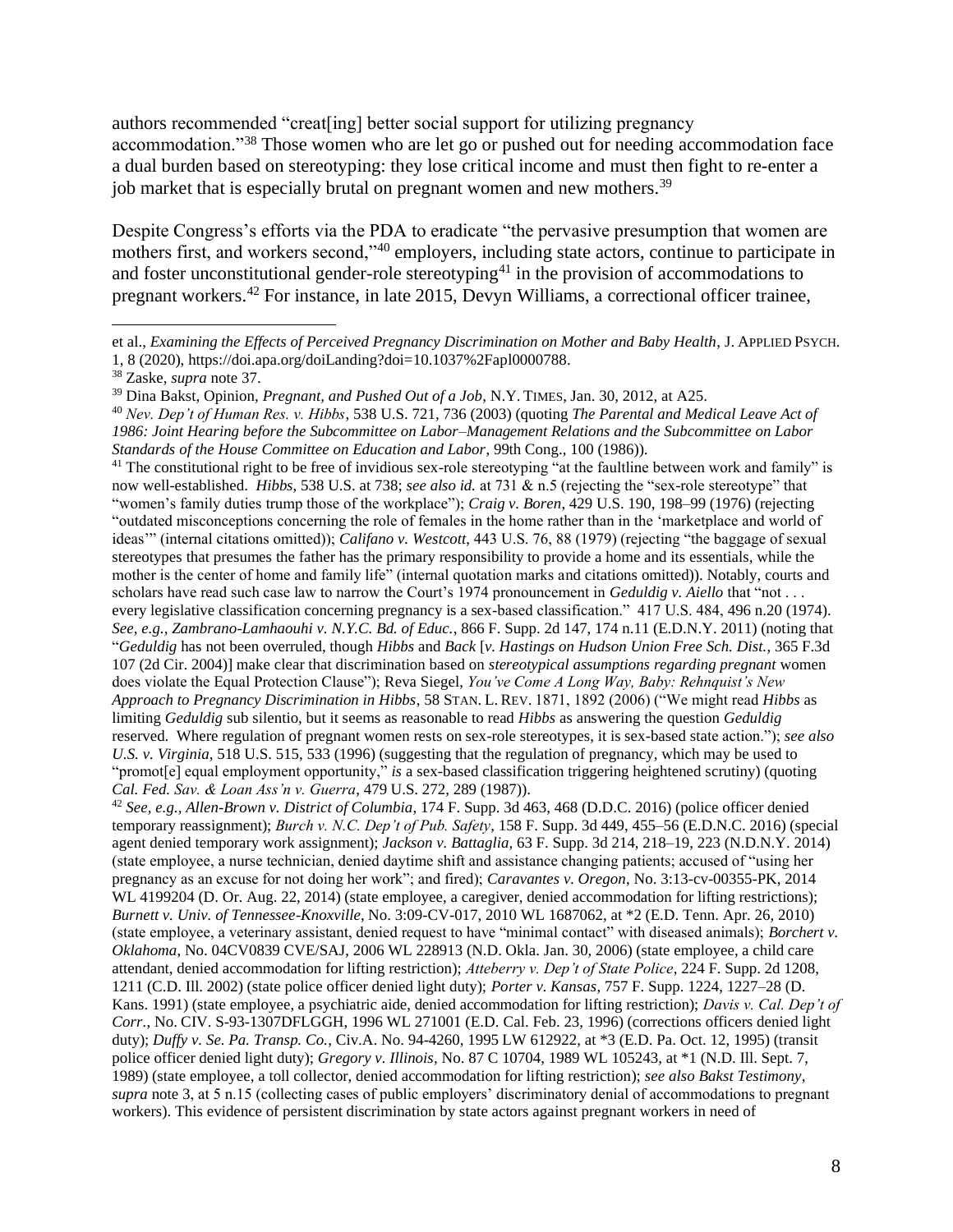authors recommended "creat[ing] better social support for utilizing pregnancy accommodation."[38] Those women who are let go or pushed out for needing accommodation face a dual burden based on stereotyping: they lose critical income and must then fight to re-enter a job market that is especially brutal on pregnant women and new mothers.[39]

Despite Congress's efforts via the PDA to eradicate "the pervasive presumption that women are mothers first, and workers second,"[40] employers, including state actors, continue to participate in and foster unconstitutional gender-role stereotyping[41] in the provision of accommodations to pregnant workers.[42] For instance, in late 2015, Devyn Williams, a correctional officer trainee,

---

et al., *Examining the Effects of Perceived Pregnancy Discrimination on Mother and Baby Health*, J. APPLIED PSYCH. 1, 8 (2020), https://doi.apa.org/doiLanding?doi=10.1037%2Fapl0000788.

[38] Zaske, *supra* note 37.

[39] Dina Bakst, Opinion, *Pregnant, and Pushed Out of a Job*, N.Y. TIMES, Jan. 30, 2012, at A25.

[40] *Nev. Dep't of Human Res. v. Hibbs*, 538 U.S. 721, 736 (2003) (quoting *The Parental and Medical Leave Act of 1986: Joint Hearing before the Subcommittee on Labor–Management Relations and the Subcommittee on Labor Standards of the House Committee on Education and Labor*, 99th Cong., 100 (1986)).

[41] The constitutional right to be free of invidious sex-role stereotyping "at the faultline between work and family" is now well-established. *Hibbs*, 538 U.S. at 738; *see also id.* at 731 & n.5 (rejecting the "sex-role stereotype" that "women's family duties trump those of the workplace"); *Craig v. Boren*, 429 U.S. 190, 198–99 (1976) (rejecting "outdated misconceptions concerning the role of females in the home rather than in the 'marketplace and world of ideas'" (internal citations omitted)); *Califano v. Westcott*, 443 U.S. 76, 88 (1979) (rejecting "the baggage of sexual stereotypes that presumes the father has the primary responsibility to provide a home and its essentials, while the mother is the center of home and family life" (internal quotation marks and citations omitted)). Notably, courts and scholars have read such case law to narrow the Court's 1974 pronouncement in *Geduldig v. Aiello* that "not . . . every legislative classification concerning pregnancy is a sex-based classification." 417 U.S. 484, 496 n.20 (1974). *See, e.g.*, *Zambrano-Lamhaouhi v. N.Y.C. Bd. of Educ.*, 866 F. Supp. 2d 147, 174 n.11 (E.D.N.Y. 2011) (noting that "*Geduldig* has not been overruled, though *Hibbs* and *Back* [*v. Hastings on Hudson Union Free Sch. Dist.*, 365 F.3d 107 (2d Cir. 2004)] make clear that discrimination based on *stereotypical assumptions regarding pregnant* women does violate the Equal Protection Clause"); Reva Siegel, *You've Come A Long Way, Baby: Rehnquist's New Approach to Pregnancy Discrimination in Hibbs*, 58 STAN. L. REV. 1871, 1892 (2006) ("We might read *Hibbs* as limiting *Geduldig* sub silentio, but it seems as reasonable to read *Hibbs* as answering the question *Geduldig* reserved. Where regulation of pregnant women rests on sex-role stereotypes, it is sex-based state action."); *see also U.S. v. Virginia*, 518 U.S. 515, 533 (1996) (suggesting that the regulation of pregnancy, which may be used to "promot[e] equal employment opportunity," *is* a sex-based classification triggering heightened scrutiny) (quoting *Cal. Fed. Sav. & Loan Ass'n v. Guerra*, 479 U.S. 272, 289 (1987)).

[42] *See, e.g.*, *Allen-Brown v. District of Columbia*, 174 F. Supp. 3d 463, 468 (D.D.C. 2016) (police officer denied temporary reassignment); *Burch v. N.C. Dep't of Pub. Safety*, 158 F. Supp. 3d 449, 455–56 (E.D.N.C. 2016) (special agent denied temporary work assignment); *Jackson v. Battaglia*, 63 F. Supp. 3d 214, 218–19, 223 (N.D.N.Y. 2014) (state employee, a nurse technician, denied daytime shift and assistance changing patients; accused of "using her pregnancy as an excuse for not doing her work"; and fired); *Caravantes v. Oregon*, No. 3:13-cv-00355-PK, 2014 WL 4199204 (D. Or. Aug. 22, 2014) (state employee, a caregiver, denied accommodation for lifting restrictions); *Burnett v. Univ. of Tennessee-Knoxville*, No. 3:09-CV-017, 2010 WL 1687062, at *2 (E.D. Tenn. Apr. 26, 2010) (state employee, a veterinary assistant, denied request to have "minimal contact" with diseased animals); *Borchert v. Oklahoma*, No. 04CV0839 CVE/SAJ, 2006 WL 228913 (N.D. Okla. Jan. 30, 2006) (state employee, a child care attendant, denied accommodation for lifting restriction); *Atteberry v. Dep't of State Police*, 224 F. Supp. 2d 1208, 1211 (C.D. Ill. 2002) (state police officer denied light duty); *Porter v. Kansas*, 757 F. Supp. 1224, 1227–28 (D. Kans. 1991) (state employee, a psychiatric aide, denied accommodation for lifting restriction); *Davis v. Cal. Dep't of Corr.*, No. CIV. S-93-1307DFLGGH, 1996 WL 271001 (E.D. Cal. Feb. 23, 1996) (corrections officers denied light duty); *Duffy v. Se. Pa. Transp. Co.*, Civ.A. No. 94-4260, 1995 LW 612922, at *3 (E.D. Pa. Oct. 12, 1995) (transit police officer denied light duty); *Gregory v. Illinois*, No. 87 C 10704, 1989 WL 105243, at *1 (N.D. Ill. Sept. 7, 1989) (state employee, a toll collector, denied accommodation for lifting restriction); *see also Bakst Testimony*, *supra* note 3, at 5 n.15 (collecting cases of public employers' discriminatory denial of accommodations to pregnant workers). This evidence of persistent discrimination by state actors against pregnant workers in need of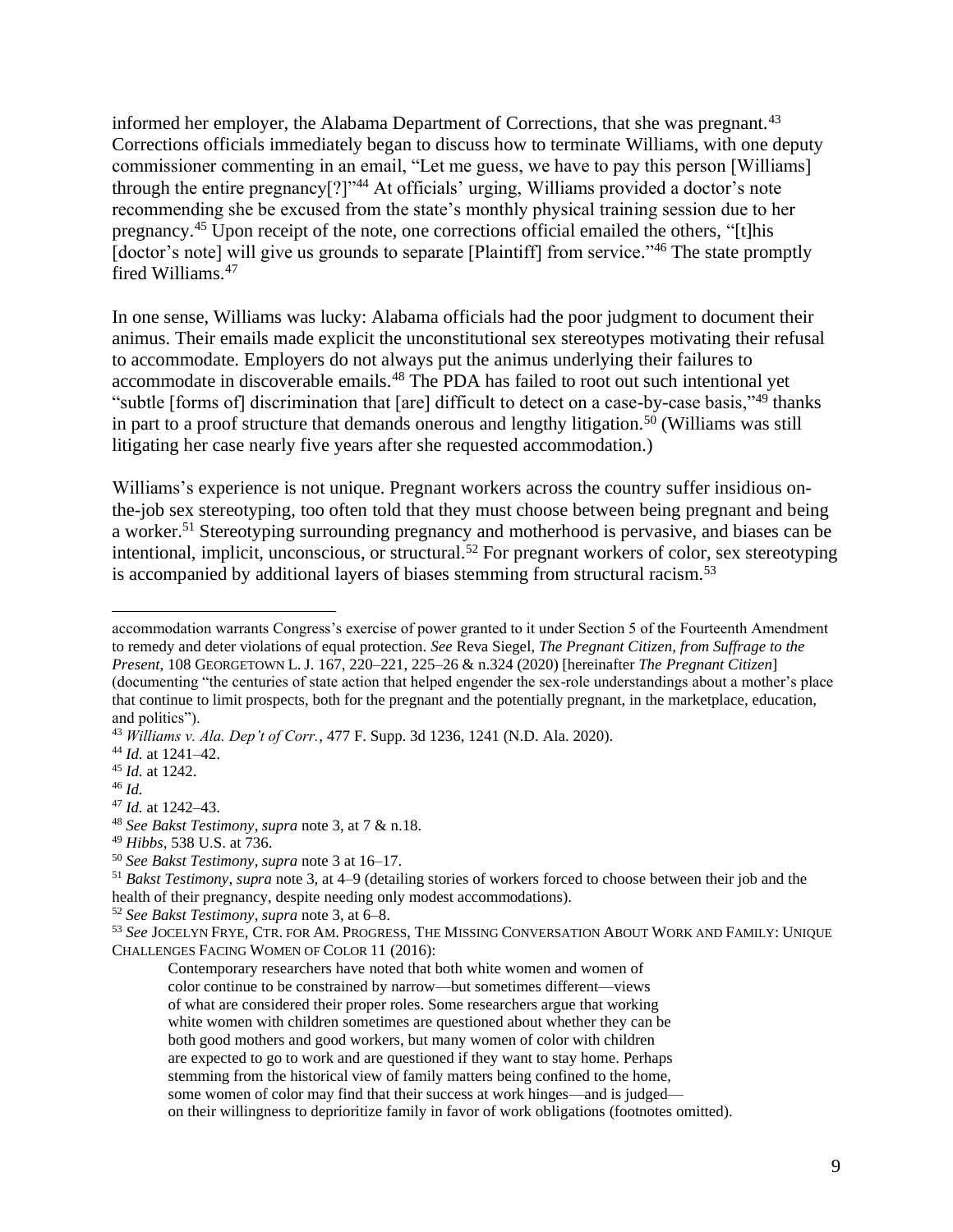informed her employer, the Alabama Department of Corrections, that she was pregnant.[43] Corrections officials immediately began to discuss how to terminate Williams, with one deputy commissioner commenting in an email, "Let me guess, we have to pay this person [Williams] through the entire pregnancy[?]"[44] At officials' urging, Williams provided a doctor's note recommending she be excused from the state's monthly physical training session due to her pregnancy.[45] Upon receipt of the note, one corrections official emailed the others, "[t]his [doctor's note] will give us grounds to separate [Plaintiff] from service."[46] The state promptly fired Williams.[47]

In one sense, Williams was lucky: Alabama officials had the poor judgment to document their animus. Their emails made explicit the unconstitutional sex stereotypes motivating their refusal to accommodate. Employers do not always put the animus underlying their failures to accommodate in discoverable emails.[48] The PDA has failed to root out such intentional yet "subtle [forms of] discrimination that [are] difficult to detect on a case-by-case basis,"[49] thanks in part to a proof structure that demands onerous and lengthy litigation.[50] (Williams was still litigating her case nearly five years after she requested accommodation.)

Williams's experience is not unique. Pregnant workers across the country suffer insidious on-the-job sex stereotyping, too often told that they must choose between being pregnant and being a worker.[51] Stereotyping surrounding pregnancy and motherhood is pervasive, and biases can be intentional, implicit, unconscious, or structural.[52] For pregnant workers of color, sex stereotyping is accompanied by additional layers of biases stemming from structural racism.[53]

---

accommodation warrants Congress's exercise of power granted to it under Section 5 of the Fourteenth Amendment to remedy and deter violations of equal protection. *See* Reva Siegel, *The Pregnant Citizen, from Suffrage to the Present*, 108 GEORGETOWN L. J. 167, 220–221, 225–26 & n.324 (2020) [hereinafter *The Pregnant Citizen*] (documenting "the centuries of state action that helped engender the sex-role understandings about a mother's place that continue to limit prospects, both for the pregnant and the potentially pregnant, in the marketplace, education, and politics").

[43] *Williams v. Ala. Dep't of Corr.*, 477 F. Supp. 3d 1236, 1241 (N.D. Ala. 2020).

[44] *Id.* at 1241–42.

[45] *Id.* at 1242.

[46] *Id.*

[47] *Id.* at 1242–43.

[48] *See Bakst Testimony*, *supra* note 3, at 7 & n.18.

[49] *Hibbs*, 538 U.S. at 736.

[50] *See Bakst Testimony*, *supra* note 3 at 16–17.

[51] *Bakst Testimony*, *supra* note 3, at 4–9 (detailing stories of workers forced to choose between their job and the health of their pregnancy, despite needing only modest accommodations).

[52] *See Bakst Testimony*, *supra* note 3, at 6–8.

[53] *See* JOCELYN FRYE, CTR. FOR AM. PROGRESS, THE MISSING CONVERSATION ABOUT WORK AND FAMILY: UNIQUE CHALLENGES FACING WOMEN OF COLOR 11 (2016):

> Contemporary researchers have noted that both white women and women of color continue to be constrained by narrow—but sometimes different—views of what are considered their proper roles. Some researchers argue that working white women with children sometimes are questioned about whether they can be both good mothers and good workers, but many women of color with children are expected to go to work and are questioned if they want to stay home. Perhaps stemming from the historical view of family matters being confined to the home, some women of color may find that their success at work hinges—and is judged—on their willingness to deprioritize family in favor of work obligations (footnotes omitted).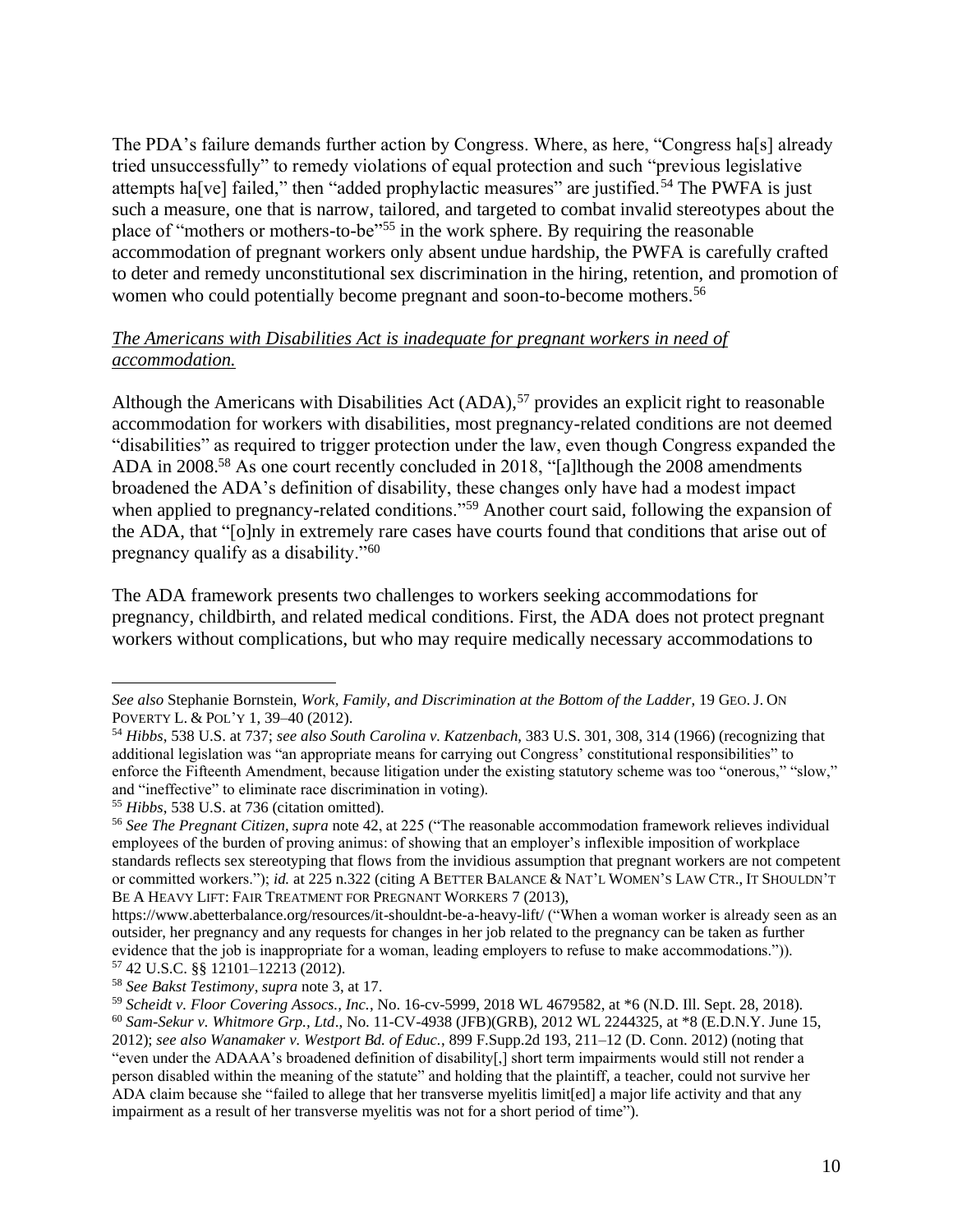The PDA's failure demands further action by Congress. Where, as here, "Congress ha[s] already tried unsuccessfully" to remedy violations of equal protection and such "previous legislative attempts ha[ve] failed," then "added prophylactic measures" are justified.[54] The PWFA is just such a measure, one that is narrow, tailored, and targeted to combat invalid stereotypes about the place of "mothers or mothers-to-be"[55] in the work sphere. By requiring the reasonable accommodation of pregnant workers only absent undue hardship, the PWFA is carefully crafted to deter and remedy unconstitutional sex discrimination in the hiring, retention, and promotion of women who could potentially become pregnant and soon-to-become mothers.[56]

*The Americans with Disabilities Act is inadequate for pregnant workers in need of accommodation.*

Although the Americans with Disabilities Act (ADA),[57] provides an explicit right to reasonable accommodation for workers with disabilities, most pregnancy-related conditions are not deemed "disabilities" as required to trigger protection under the law, even though Congress expanded the ADA in 2008.[58] As one court recently concluded in 2018, "[a]lthough the 2008 amendments broadened the ADA's definition of disability, these changes only have had a modest impact when applied to pregnancy-related conditions."[59] Another court said, following the expansion of the ADA, that "[o]nly in extremely rare cases have courts found that conditions that arise out of pregnancy qualify as a disability."[60]

The ADA framework presents two challenges to workers seeking accommodations for pregnancy, childbirth, and related medical conditions. First, the ADA does not protect pregnant workers without complications, but who may require medically necessary accommodations to

---

*See also* Stephanie Bornstein, *Work, Family, and Discrimination at the Bottom of the Ladder*, 19 GEO. J. ON POVERTY L. & POL'Y 1, 39–40 (2012).

[54] *Hibbs*, 538 U.S. at 737; *see also South Carolina v. Katzenbach*, 383 U.S. 301, 308, 314 (1966) (recognizing that additional legislation was "an appropriate means for carrying out Congress' constitutional responsibilities" to enforce the Fifteenth Amendment, because litigation under the existing statutory scheme was too "onerous," "slow," and "ineffective" to eliminate race discrimination in voting).

[55] *Hibbs*, 538 U.S. at 736 (citation omitted).

[56] *See The Pregnant Citizen*, *supra* note 42, at 225 ("The reasonable accommodation framework relieves individual employees of the burden of proving animus: of showing that an employer's inflexible imposition of workplace standards reflects sex stereotyping that flows from the invidious assumption that pregnant workers are not competent or committed workers."); *id.* at 225 n.322 (citing A BETTER BALANCE & NAT'L WOMEN'S LAW CTR., IT SHOULDN'T BE A HEAVY LIFT: FAIR TREATMENT FOR PREGNANT WORKERS 7 (2013), https://www.abetterbalance.org/resources/it-shouldnt-be-a-heavy-lift/ ("When a woman worker is already seen as an outsider, her pregnancy and any requests for changes in her job related to the pregnancy can be taken as further evidence that the job is inappropriate for a woman, leading employers to refuse to make accommodations.")).

[57] 42 U.S.C. §§ 12101–12213 (2012).

[58] *See Bakst Testimony*, *supra* note 3, at 17.

[59] *Scheidt v. Floor Covering Assocs., Inc.*, No. 16-cv-5999, 2018 WL 4679582, at *6 (N.D. Ill. Sept. 28, 2018).

[60] *Sam-Sekur v. Whitmore Grp., Ltd*., No. 11-CV-4938 (JFB)(GRB), 2012 WL 2244325, at *8 (E.D.N.Y. June 15, 2012); *see also Wanamaker v. Westport Bd. of Educ.*, 899 F.Supp.2d 193, 211–12 (D. Conn. 2012) (noting that "even under the ADAAA's broadened definition of disability[,] short term impairments would still not render a person disabled within the meaning of the statute" and holding that the plaintiff, a teacher, could not survive her ADA claim because she "failed to allege that her transverse myelitis limit[ed] a major life activity and that any impairment as a result of her transverse myelitis was not for a short period of time").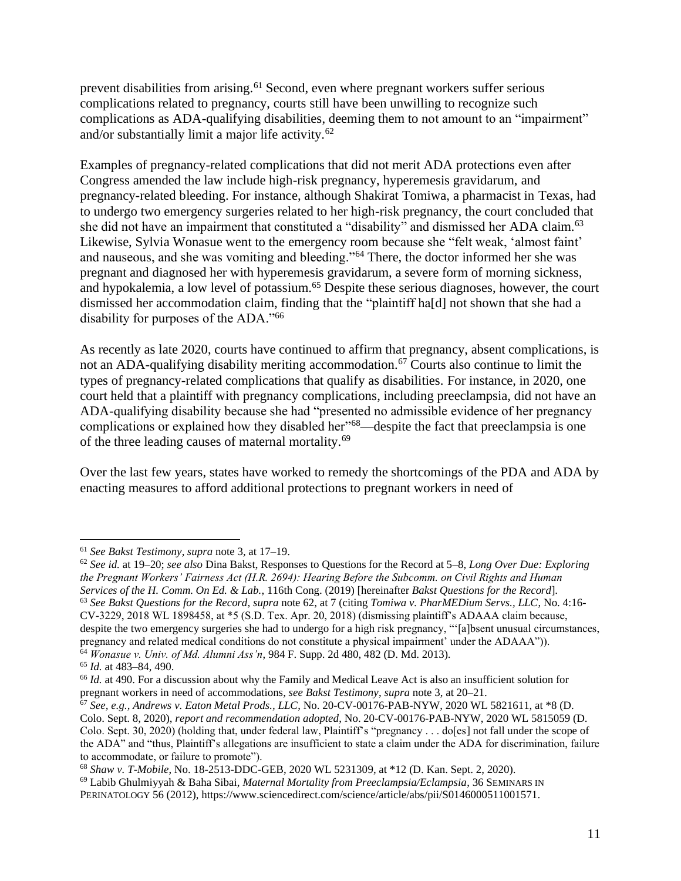prevent disabilities from arising.[61] Second, even where pregnant workers suffer serious complications related to pregnancy, courts still have been unwilling to recognize such complications as ADA-qualifying disabilities, deeming them to not amount to an "impairment" and/or substantially limit a major life activity.[62]

Examples of pregnancy-related complications that did not merit ADA protections even after Congress amended the law include high-risk pregnancy, hyperemesis gravidarum, and pregnancy-related bleeding. For instance, although Shakirat Tomiwa, a pharmacist in Texas, had to undergo two emergency surgeries related to her high-risk pregnancy, the court concluded that she did not have an impairment that constituted a "disability" and dismissed her ADA claim.[63] Likewise, Sylvia Wonasue went to the emergency room because she "felt weak, 'almost faint' and nauseous, and she was vomiting and bleeding."[64] There, the doctor informed her she was pregnant and diagnosed her with hyperemesis gravidarum, a severe form of morning sickness, and hypokalemia, a low level of potassium.[65] Despite these serious diagnoses, however, the court dismissed her accommodation claim, finding that the "plaintiff ha[d] not shown that she had a disability for purposes of the ADA."[66]

As recently as late 2020, courts have continued to affirm that pregnancy, absent complications, is not an ADA-qualifying disability meriting accommodation.[67] Courts also continue to limit the types of pregnancy-related complications that qualify as disabilities. For instance, in 2020, one court held that a plaintiff with pregnancy complications, including preeclampsia, did not have an ADA-qualifying disability because she had "presented no admissible evidence of her pregnancy complications or explained how they disabled her"[68]—despite the fact that preeclampsia is one of the three leading causes of maternal mortality.[69]

Over the last few years, states have worked to remedy the shortcomings of the PDA and ADA by enacting measures to afford additional protections to pregnant workers in need of

---

[61] *See Bakst Testimony*, *supra* note 3, at 17–19.

[62] *See id.* at 19–20; *see also* Dina Bakst, Responses to Questions for the Record at 5–8, *Long Over Due: Exploring the Pregnant Workers' Fairness Act (H.R. 2694): Hearing Before the Subcomm. on Civil Rights and Human Services of the H. Comm. On Ed. & Lab.*, 116th Cong. (2019) [hereinafter *Bakst Questions for the Record*].

[63] *See Bakst Questions for the Record*, *supra* note 62, at 7 (citing *Tomiwa v. PharMEDium Servs., LLC*, No. 4:16-CV-3229, 2018 WL 1898458, at *5 (S.D. Tex. Apr. 20, 2018) (dismissing plaintiff's ADAAA claim because, despite the two emergency surgeries she had to undergo for a high risk pregnancy, "'[a]bsent unusual circumstances, pregnancy and related medical conditions do not constitute a physical impairment' under the ADAAA")).

[64] *Wonasue v. Univ. of Md. Alumni Ass'n*, 984 F. Supp. 2d 480, 482 (D. Md. 2013).

[65] *Id.* at 483–84, 490.

[66] *Id.* at 490. For a discussion about why the Family and Medical Leave Act is also an insufficient solution for pregnant workers in need of accommodations, *see Bakst Testimony*, *supra* note 3, at 20–21.

[67] *See, e.g., Andrews v. Eaton Metal Prods., LLC*, No. 20-CV-00176-PAB-NYW, 2020 WL 5821611, at *8 (D. Colo. Sept. 8, 2020), *report and recommendation adopted*, No. 20-CV-00176-PAB-NYW, 2020 WL 5815059 (D. Colo. Sept. 30, 2020) (holding that, under federal law, Plaintiff's "pregnancy . . . do[es] not fall under the scope of the ADA" and "thus, Plaintiff's allegations are insufficient to state a claim under the ADA for discrimination, failure to accommodate, or failure to promote").

[68] *Shaw v. T-Mobile*, No. 18-2513-DDC-GEB, 2020 WL 5231309, at *12 (D. Kan. Sept. 2, 2020).

[69] Labib Ghulmiyyah & Baha Sibai, *Maternal Mortality from Preeclampsia/Eclampsia*, 36 SEMINARS IN PERINATOLOGY 56 (2012), https://www.sciencedirect.com/science/article/abs/pii/S0146000511001571.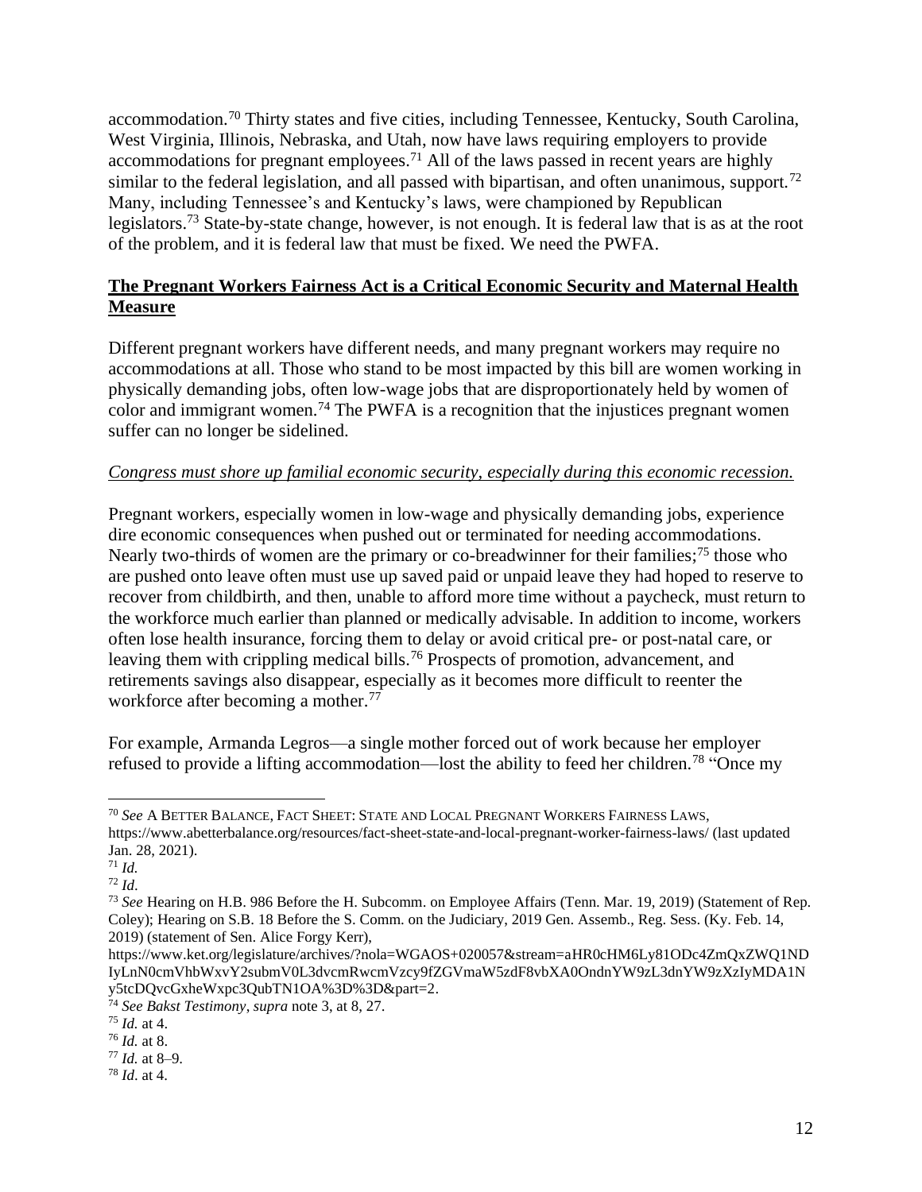accommodation.[70] Thirty states and five cities, including Tennessee, Kentucky, South Carolina, West Virginia, Illinois, Nebraska, and Utah, now have laws requiring employers to provide accommodations for pregnant employees.[71] All of the laws passed in recent years are highly similar to the federal legislation, and all passed with bipartisan, and often unanimous, support.[72] Many, including Tennessee's and Kentucky's laws, were championed by Republican legislators.[73] State-by-state change, however, is not enough. It is federal law that is as at the root of the problem, and it is federal law that must be fixed. We need the PWFA.

## **The Pregnant Workers Fairness Act is a Critical Economic Security and Maternal Health Measure**

Different pregnant workers have different needs, and many pregnant workers may require no accommodations at all. Those who stand to be most impacted by this bill are women working in physically demanding jobs, often low-wage jobs that are disproportionately held by women of color and immigrant women.[74] The PWFA is a recognition that the injustices pregnant women suffer can no longer be sidelined.

### *Congress must shore up familial economic security, especially during this economic recession.*

Pregnant workers, especially women in low-wage and physically demanding jobs, experience dire economic consequences when pushed out or terminated for needing accommodations. Nearly two-thirds of women are the primary or co-breadwinner for their families;[75] those who are pushed onto leave often must use up saved paid or unpaid leave they had hoped to reserve to recover from childbirth, and then, unable to afford more time without a paycheck, must return to the workforce much earlier than planned or medically advisable. In addition to income, workers often lose health insurance, forcing them to delay or avoid critical pre- or post-natal care, or leaving them with crippling medical bills.[76] Prospects of promotion, advancement, and retirements savings also disappear, especially as it becomes more difficult to reenter the workforce after becoming a mother.[77]

For example, Armanda Legros—a single mother forced out of work because her employer refused to provide a lifting accommodation—lost the ability to feed her children.[78] "Once my

---

[70] *See* A BETTER BALANCE, FACT SHEET: STATE AND LOCAL PREGNANT WORKERS FAIRNESS LAWS, https://www.abetterbalance.org/resources/fact-sheet-state-and-local-pregnant-worker-fairness-laws/ (last updated Jan. 28, 2021).

[71] *Id.*

[72] *Id*.

[73] *See* Hearing on H.B. 986 Before the H. Subcomm. on Employee Affairs (Tenn. Mar. 19, 2019) (Statement of Rep. Coley); Hearing on S.B. 18 Before the S. Comm. on the Judiciary, 2019 Gen. Assemb., Reg. Sess. (Ky. Feb. 14, 2019) (statement of Sen. Alice Forgy Kerr), https://www.ket.org/legislature/archives/?nola=WGAOS+020057&stream=aHR0cHM6Ly81ODc4ZmQxZWQ1NDIyLnN0cmVhbWxvY2submV0L3dvcmRwcmVzcy9fZGVmaW5zdF8vbXA0OndnYW9zL3dnYW9zXzIyMDA1Ny5tcDQvcGxheWxpc3QubTN1OA%3D%3D&part=2.

[74] *See Bakst Testimony*, *supra* note 3, at 8, 27.

[75] *Id.* at 4.

[76] *Id.* at 8.

[77] *Id.* at 8–9.

[78] *Id*. at 4.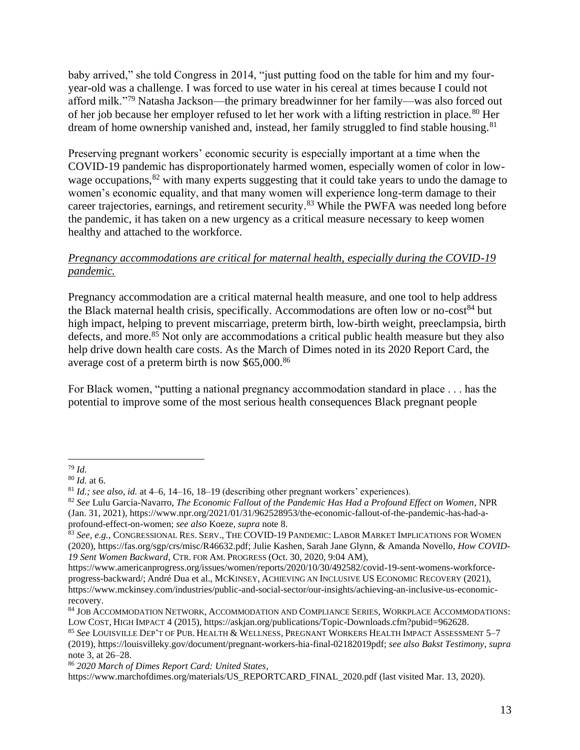baby arrived," she told Congress in 2014, "just putting food on the table for him and my four-year-old was a challenge. I was forced to use water in his cereal at times because I could not afford milk."[79] Natasha Jackson—the primary breadwinner for her family—was also forced out of her job because her employer refused to let her work with a lifting restriction in place.[80] Her dream of home ownership vanished and, instead, her family struggled to find stable housing.[81]

Preserving pregnant workers' economic security is especially important at a time when the COVID-19 pandemic has disproportionately harmed women, especially women of color in low-wage occupations,[82] with many experts suggesting that it could take years to undo the damage to women's economic equality, and that many women will experience long-term damage to their career trajectories, earnings, and retirement security.[83] While the PWFA was needed long before the pandemic, it has taken on a new urgency as a critical measure necessary to keep women healthy and attached to the workforce.

*Pregnancy accommodations are critical for maternal health, especially during the COVID-19 pandemic.*

Pregnancy accommodation are a critical maternal health measure, and one tool to help address the Black maternal health crisis, specifically. Accommodations are often low or no-cost[84] but high impact, helping to prevent miscarriage, preterm birth, low-birth weight, preeclampsia, birth defects, and more.[85] Not only are accommodations a critical public health measure but they also help drive down health care costs. As the March of Dimes noted in its 2020 Report Card, the average cost of a preterm birth is now $65,000.[86]

For Black women, "putting a national pregnancy accommodation standard in place . . . has the potential to improve some of the most serious health consequences Black pregnant people

---

[79] *Id.*

[80] *Id.* at 6.

[81] *Id.; see also, id.* at 4–6, 14–16, 18–19 (describing other pregnant workers' experiences).

[82] *See* Lulu Garcia-Navarro, *The Economic Fallout of the Pandemic Has Had a Profound Effect on Women*, NPR (Jan. 31, 2021), https://www.npr.org/2021/01/31/962528953/the-economic-fallout-of-the-pandemic-has-had-a-profound-effect-on-women; *see also* Koeze, *supra* note 8.

[83] *See, e.g.*, CONGRESSIONAL RES. SERV., THE COVID-19 PANDEMIC: LABOR MARKET IMPLICATIONS FOR WOMEN (2020), https://fas.org/sgp/crs/misc/R46632.pdf; Julie Kashen, Sarah Jane Glynn, & Amanda Novello, *How COVID-19 Sent Women Backward*, CTR. FOR AM. PROGRESS (Oct. 30, 2020, 9:04 AM), https://www.americanprogress.org/issues/women/reports/2020/10/30/492582/covid-19-sent-womens-workforce-progress-backward/; André Dua et al., MCKINSEY, ACHIEVING AN INCLUSIVE US ECONOMIC RECOVERY (2021), https://www.mckinsey.com/industries/public-and-social-sector/our-insights/achieving-an-inclusive-us-economic-recovery.

[84] JOB ACCOMMODATION NETWORK, ACCOMMODATION AND COMPLIANCE SERIES, WORKPLACE ACCOMMODATIONS: LOW COST, HIGH IMPACT 4 (2015), https://askjan.org/publications/Topic-Downloads.cfm?pubid=962628.

[85] *See* LOUISVILLE DEP'T OF PUB. HEALTH & WELLNESS, PREGNANT WORKERS HEALTH IMPACT ASSESSMENT 5–7 (2019), https://louisvilleky.gov/document/pregnant-workers-hia-final-02182019pdf; *see also Bakst Testimony*, *supra* note 3, at 26–28.

[86] *2020 March of Dimes Report Card: United States*, https://www.marchofdimes.org/materials/US_REPORTCARD_FINAL_2020.pdf (last visited Mar. 13, 2020).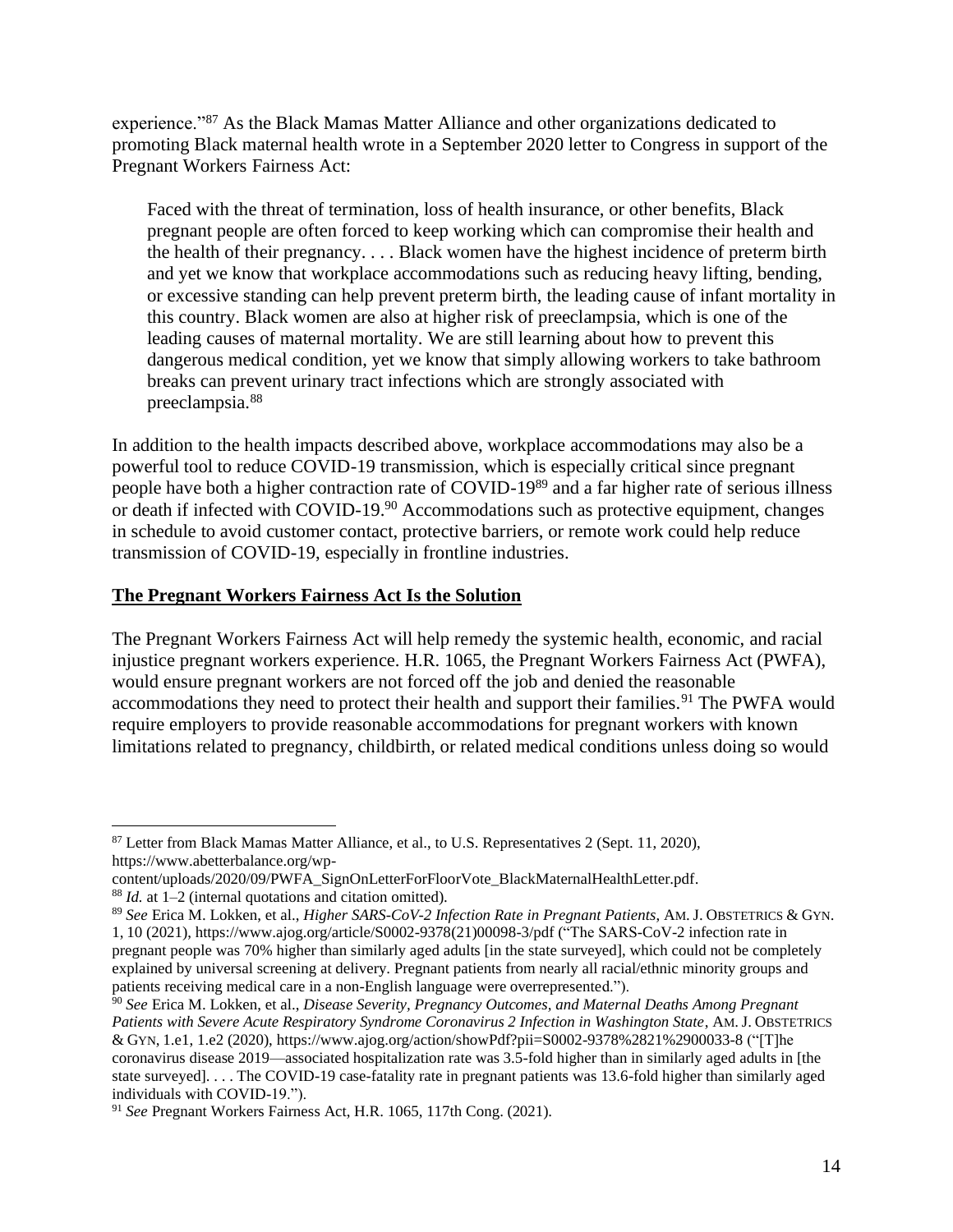experience."[87] As the Black Mamas Matter Alliance and other organizations dedicated to promoting Black maternal health wrote in a September 2020 letter to Congress in support of the Pregnant Workers Fairness Act:

> Faced with the threat of termination, loss of health insurance, or other benefits, Black pregnant people are often forced to keep working which can compromise their health and the health of their pregnancy. . . . Black women have the highest incidence of preterm birth and yet we know that workplace accommodations such as reducing heavy lifting, bending, or excessive standing can help prevent preterm birth, the leading cause of infant mortality in this country. Black women are also at higher risk of preeclampsia, which is one of the leading causes of maternal mortality. We are still learning about how to prevent this dangerous medical condition, yet we know that simply allowing workers to take bathroom breaks can prevent urinary tract infections which are strongly associated with preeclampsia.[88]

In addition to the health impacts described above, workplace accommodations may also be a powerful tool to reduce COVID-19 transmission, which is especially critical since pregnant people have both a higher contraction rate of COVID-19[89] and a far higher rate of serious illness or death if infected with COVID-19.[90] Accommodations such as protective equipment, changes in schedule to avoid customer contact, protective barriers, or remote work could help reduce transmission of COVID-19, especially in frontline industries.

## The Pregnant Workers Fairness Act Is the Solution

The Pregnant Workers Fairness Act will help remedy the systemic health, economic, and racial injustice pregnant workers experience. H.R. 1065, the Pregnant Workers Fairness Act (PWFA), would ensure pregnant workers are not forced off the job and denied the reasonable accommodations they need to protect their health and support their families.[91] The PWFA would require employers to provide reasonable accommodations for pregnant workers with known limitations related to pregnancy, childbirth, or related medical conditions unless doing so would

---

[87] Letter from Black Mamas Matter Alliance, et al., to U.S. Representatives 2 (Sept. 11, 2020), https://www.abetterbalance.org/wp-content/uploads/2020/09/PWFA_SignOnLetterForFloorVote_BlackMaternalHealthLetter.pdf.

[88] *Id.* at 1–2 (internal quotations and citation omitted).

[89] *See* Erica M. Lokken, et al., *Higher SARS-CoV-2 Infection Rate in Pregnant Patients*, AM. J. OBSTETRICS & GYN. 1, 10 (2021), https://www.ajog.org/article/S0002-9378(21)00098-3/pdf ("The SARS-CoV-2 infection rate in pregnant people was 70% higher than similarly aged adults [in the state surveyed], which could not be completely explained by universal screening at delivery. Pregnant patients from nearly all racial/ethnic minority groups and patients receiving medical care in a non-English language were overrepresented.").

[90] *See* Erica M. Lokken, et al., *Disease Severity, Pregnancy Outcomes, and Maternal Deaths Among Pregnant Patients with Severe Acute Respiratory Syndrome Coronavirus 2 Infection in Washington State*, AM. J. OBSTETRICS & GYN, 1.e1, 1.e2 (2020), https://www.ajog.org/action/showPdf?pii=S0002-9378%2821%2900033-8 ("[T]he coronavirus disease 2019—associated hospitalization rate was 3.5-fold higher than in similarly aged adults in [the state surveyed]. . . . The COVID-19 case-fatality rate in pregnant patients was 13.6-fold higher than similarly aged individuals with COVID-19.").

[91] *See* Pregnant Workers Fairness Act, H.R. 1065, 117th Cong. (2021).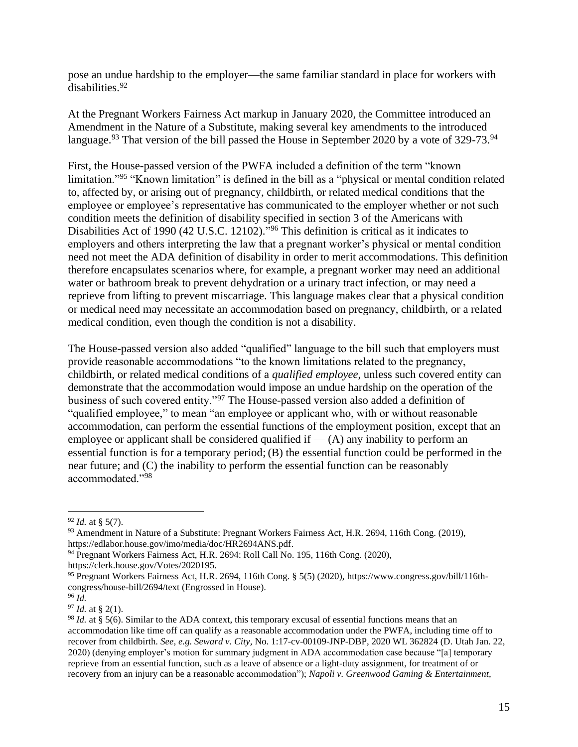pose an undue hardship to the employer—the same familiar standard in place for workers with disabilities.[92]

At the Pregnant Workers Fairness Act markup in January 2020, the Committee introduced an Amendment in the Nature of a Substitute, making several key amendments to the introduced language.[93] That version of the bill passed the House in September 2020 by a vote of 329-73.[94]

First, the House-passed version of the PWFA included a definition of the term "known limitation."[95] "Known limitation" is defined in the bill as a "physical or mental condition related to, affected by, or arising out of pregnancy, childbirth, or related medical conditions that the employee or employee's representative has communicated to the employer whether or not such condition meets the definition of disability specified in section 3 of the Americans with Disabilities Act of 1990 (42 U.S.C. 12102)."[96] This definition is critical as it indicates to employers and others interpreting the law that a pregnant worker's physical or mental condition need not meet the ADA definition of disability in order to merit accommodations. This definition therefore encapsulates scenarios where, for example, a pregnant worker may need an additional water or bathroom break to prevent dehydration or a urinary tract infection, or may need a reprieve from lifting to prevent miscarriage. This language makes clear that a physical condition or medical need may necessitate an accommodation based on pregnancy, childbirth, or a related medical condition, even though the condition is not a disability.

The House-passed version also added "qualified" language to the bill such that employers must provide reasonable accommodations "to the known limitations related to the pregnancy, childbirth, or related medical conditions of a *qualified employee*, unless such covered entity can demonstrate that the accommodation would impose an undue hardship on the operation of the business of such covered entity."[97] The House-passed version also added a definition of "qualified employee," to mean "an employee or applicant who, with or without reasonable accommodation, can perform the essential functions of the employment position, except that an employee or applicant shall be considered qualified if — (A) any inability to perform an essential function is for a temporary period; (B) the essential function could be performed in the near future; and (C) the inability to perform the essential function can be reasonably accommodated."[98]

---

[92] *Id.* at § 5(7).

[93] Amendment in Nature of a Substitute: Pregnant Workers Fairness Act, H.R. 2694, 116th Cong. (2019), https://edlabor.house.gov/imo/media/doc/HR2694ANS.pdf.

[94] Pregnant Workers Fairness Act, H.R. 2694: Roll Call No. 195, 116th Cong. (2020), https://clerk.house.gov/Votes/2020195.

[95] Pregnant Workers Fairness Act, H.R. 2694, 116th Cong. § 5(5) (2020), https://www.congress.gov/bill/116th-congress/house-bill/2694/text (Engrossed in House).

[96] *Id.*

[97] *Id.* at § 2(1).

[98] *Id.* at § 5(6). Similar to the ADA context, this temporary excusal of essential functions means that an accommodation like time off can qualify as a reasonable accommodation under the PWFA, including time off to recover from childbirth. *See, e.g. Seward v. City*, No. 1:17-cv-00109-JNP-DBP, 2020 WL 362824 (D. Utah Jan. 22, 2020) (denying employer's motion for summary judgment in ADA accommodation case because "[a] temporary reprieve from an essential function, such as a leave of absence or a light-duty assignment, for treatment of or recovery from an injury can be a reasonable accommodation"); *Napoli v. Greenwood Gaming & Entertainment,*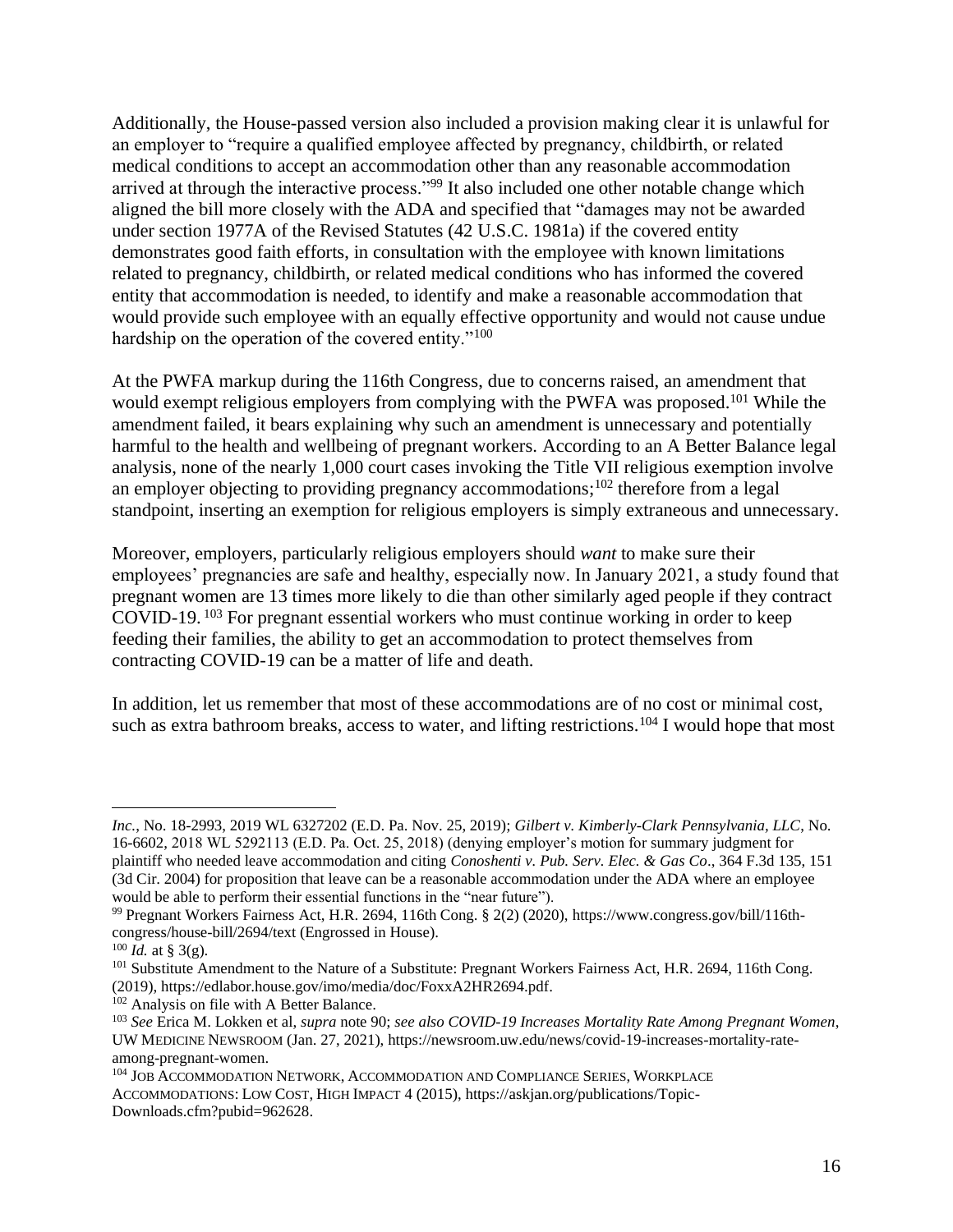Additionally, the House-passed version also included a provision making clear it is unlawful for an employer to "require a qualified employee affected by pregnancy, childbirth, or related medical conditions to accept an accommodation other than any reasonable accommodation arrived at through the interactive process."[99] It also included one other notable change which aligned the bill more closely with the ADA and specified that "damages may not be awarded under section 1977A of the Revised Statutes (42 U.S.C. 1981a) if the covered entity demonstrates good faith efforts, in consultation with the employee with known limitations related to pregnancy, childbirth, or related medical conditions who has informed the covered entity that accommodation is needed, to identify and make a reasonable accommodation that would provide such employee with an equally effective opportunity and would not cause undue hardship on the operation of the covered entity."[100]

At the PWFA markup during the 116th Congress, due to concerns raised, an amendment that would exempt religious employers from complying with the PWFA was proposed.[101] While the amendment failed, it bears explaining why such an amendment is unnecessary and potentially harmful to the health and wellbeing of pregnant workers. According to an A Better Balance legal analysis, none of the nearly 1,000 court cases invoking the Title VII religious exemption involve an employer objecting to providing pregnancy accommodations;[102] therefore from a legal standpoint, inserting an exemption for religious employers is simply extraneous and unnecessary.

Moreover, employers, particularly religious employers should *want* to make sure their employees' pregnancies are safe and healthy, especially now. In January 2021, a study found that pregnant women are 13 times more likely to die than other similarly aged people if they contract COVID-19.[103] For pregnant essential workers who must continue working in order to keep feeding their families, the ability to get an accommodation to protect themselves from contracting COVID-19 can be a matter of life and death.

In addition, let us remember that most of these accommodations are of no cost or minimal cost, such as extra bathroom breaks, access to water, and lifting restrictions.[104] I would hope that most

---

*Inc.*, No. 18-2993, 2019 WL 6327202 (E.D. Pa. Nov. 25, 2019); *Gilbert v. Kimberly-Clark Pennsylvania, LLC*, No. 16-6602, 2018 WL 5292113 (E.D. Pa. Oct. 25, 2018) (denying employer's motion for summary judgment for plaintiff who needed leave accommodation and citing *Conoshenti v. Pub. Serv. Elec. & Gas Co*., 364 F.3d 135, 151 (3d Cir. 2004) for proposition that leave can be a reasonable accommodation under the ADA where an employee would be able to perform their essential functions in the "near future").

[99] Pregnant Workers Fairness Act, H.R. 2694, 116th Cong. § 2(2) (2020), https://www.congress.gov/bill/116th-congress/house-bill/2694/text (Engrossed in House).

[100] *Id.* at § 3(g).

[101] Substitute Amendment to the Nature of a Substitute: Pregnant Workers Fairness Act, H.R. 2694, 116th Cong. (2019), https://edlabor.house.gov/imo/media/doc/FoxxA2HR2694.pdf.

[102] Analysis on file with A Better Balance.

[103] *See* Erica M. Lokken et al, *supra* note 90; *see also COVID-19 Increases Mortality Rate Among Pregnant Women*, UW MEDICINE NEWSROOM (Jan. 27, 2021), https://newsroom.uw.edu/news/covid-19-increases-mortality-rate-among-pregnant-women.

[104] JOB ACCOMMODATION NETWORK, ACCOMMODATION AND COMPLIANCE SERIES, WORKPLACE ACCOMMODATIONS: LOW COST, HIGH IMPACT 4 (2015), https://askjan.org/publications/Topic-Downloads.cfm?pubid=962628.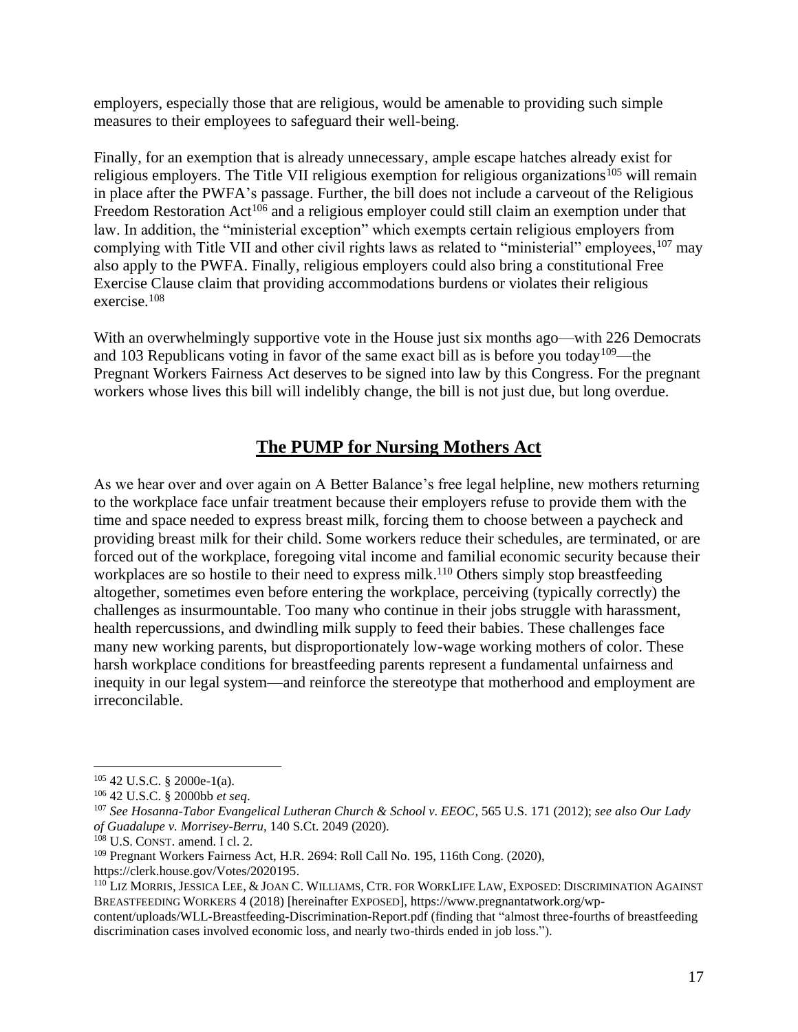employers, especially those that are religious, would be amenable to providing such simple measures to their employees to safeguard their well-being.

Finally, for an exemption that is already unnecessary, ample escape hatches already exist for religious employers. The Title VII religious exemption for religious organizations[105] will remain in place after the PWFA's passage. Further, the bill does not include a carveout of the Religious Freedom Restoration Act[106] and a religious employer could still claim an exemption under that law. In addition, the "ministerial exception" which exempts certain religious employers from complying with Title VII and other civil rights laws as related to "ministerial" employees,[107] may also apply to the PWFA. Finally, religious employers could also bring a constitutional Free Exercise Clause claim that providing accommodations burdens or violates their religious exercise.[108]

With an overwhelmingly supportive vote in the House just six months ago—with 226 Democrats and 103 Republicans voting in favor of the same exact bill as is before you today[109]—the Pregnant Workers Fairness Act deserves to be signed into law by this Congress. For the pregnant workers whose lives this bill will indelibly change, the bill is not just due, but long overdue.

## The PUMP for Nursing Mothers Act

As we hear over and over again on A Better Balance's free legal helpline, new mothers returning to the workplace face unfair treatment because their employers refuse to provide them with the time and space needed to express breast milk, forcing them to choose between a paycheck and providing breast milk for their child. Some workers reduce their schedules, are terminated, or are forced out of the workplace, foregoing vital income and familial economic security because their workplaces are so hostile to their need to express milk.[110] Others simply stop breastfeeding altogether, sometimes even before entering the workplace, perceiving (typically correctly) the challenges as insurmountable. Too many who continue in their jobs struggle with harassment, health repercussions, and dwindling milk supply to feed their babies. These challenges face many new working parents, but disproportionately low-wage working mothers of color. These harsh workplace conditions for breastfeeding parents represent a fundamental unfairness and inequity in our legal system—and reinforce the stereotype that motherhood and employment are irreconcilable.

---

[105] 42 U.S.C. § 2000e-1(a).

[106] 42 U.S.C. § 2000bb *et seq*.

[107] *See Hosanna-Tabor Evangelical Lutheran Church & School v. EEOC*, 565 U.S. 171 (2012); *see also Our Lady of Guadalupe v. Morrisey-Berru*, 140 S.Ct. 2049 (2020).

[108] U.S. CONST. amend. I cl. 2.

[109] Pregnant Workers Fairness Act, H.R. 2694: Roll Call No. 195, 116th Cong. (2020), https://clerk.house.gov/Votes/2020195.

[110] LIZ MORRIS, JESSICA LEE, & JOAN C. WILLIAMS, CTR. FOR WORKLIFE LAW, EXPOSED: DISCRIMINATION AGAINST BREASTFEEDING WORKERS 4 (2018) [hereinafter EXPOSED], https://www.pregnantatwork.org/wp-content/uploads/WLL-Breastfeeding-Discrimination-Report.pdf (finding that "almost three-fourths of breastfeeding discrimination cases involved economic loss, and nearly two-thirds ended in job loss.").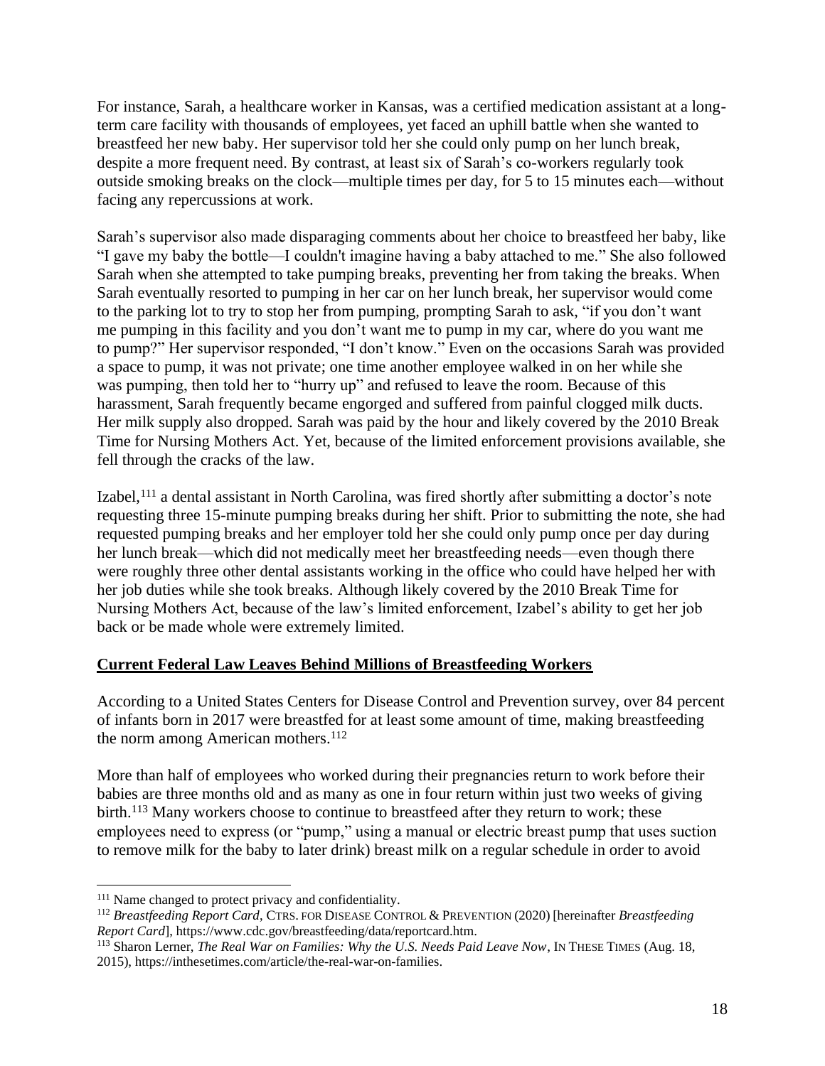For instance, Sarah, a healthcare worker in Kansas, was a certified medication assistant at a long-term care facility with thousands of employees, yet faced an uphill battle when she wanted to breastfeed her new baby. Her supervisor told her she could only pump on her lunch break, despite a more frequent need. By contrast, at least six of Sarah's co-workers regularly took outside smoking breaks on the clock—multiple times per day, for 5 to 15 minutes each—without facing any repercussions at work.

Sarah's supervisor also made disparaging comments about her choice to breastfeed her baby, like "I gave my baby the bottle—I couldn't imagine having a baby attached to me." She also followed Sarah when she attempted to take pumping breaks, preventing her from taking the breaks. When Sarah eventually resorted to pumping in her car on her lunch break, her supervisor would come to the parking lot to try to stop her from pumping, prompting Sarah to ask, "if you don't want me pumping in this facility and you don't want me to pump in my car, where do you want me to pump?" Her supervisor responded, "I don't know." Even on the occasions Sarah was provided a space to pump, it was not private; one time another employee walked in on her while she was pumping, then told her to "hurry up" and refused to leave the room. Because of this harassment, Sarah frequently became engorged and suffered from painful clogged milk ducts. Her milk supply also dropped. Sarah was paid by the hour and likely covered by the 2010 Break Time for Nursing Mothers Act. Yet, because of the limited enforcement provisions available, she fell through the cracks of the law.

Izabel,[111] a dental assistant in North Carolina, was fired shortly after submitting a doctor's note requesting three 15-minute pumping breaks during her shift. Prior to submitting the note, she had requested pumping breaks and her employer told her she could only pump once per day during her lunch break—which did not medically meet her breastfeeding needs—even though there were roughly three other dental assistants working in the office who could have helped her with her job duties while she took breaks. Although likely covered by the 2010 Break Time for Nursing Mothers Act, because of the law's limited enforcement, Izabel's ability to get her job back or be made whole were extremely limited.

## Current Federal Law Leaves Behind Millions of Breastfeeding Workers

According to a United States Centers for Disease Control and Prevention survey, over 84 percent of infants born in 2017 were breastfed for at least some amount of time, making breastfeeding the norm among American mothers.[112]

More than half of employees who worked during their pregnancies return to work before their babies are three months old and as many as one in four return within just two weeks of giving birth.[113] Many workers choose to continue to breastfeed after they return to work; these employees need to express (or "pump," using a manual or electric breast pump that uses suction to remove milk for the baby to later drink) breast milk on a regular schedule in order to avoid

---

[111] Name changed to protect privacy and confidentiality.

[112] *Breastfeeding Report Card*, CTRS. FOR DISEASE CONTROL & PREVENTION (2020) [hereinafter *Breastfeeding Report Card*], https://www.cdc.gov/breastfeeding/data/reportcard.htm.

[113] Sharon Lerner, *The Real War on Families: Why the U.S. Needs Paid Leave Now*, IN THESE TIMES (Aug. 18, 2015), https://inthesetimes.com/article/the-real-war-on-families.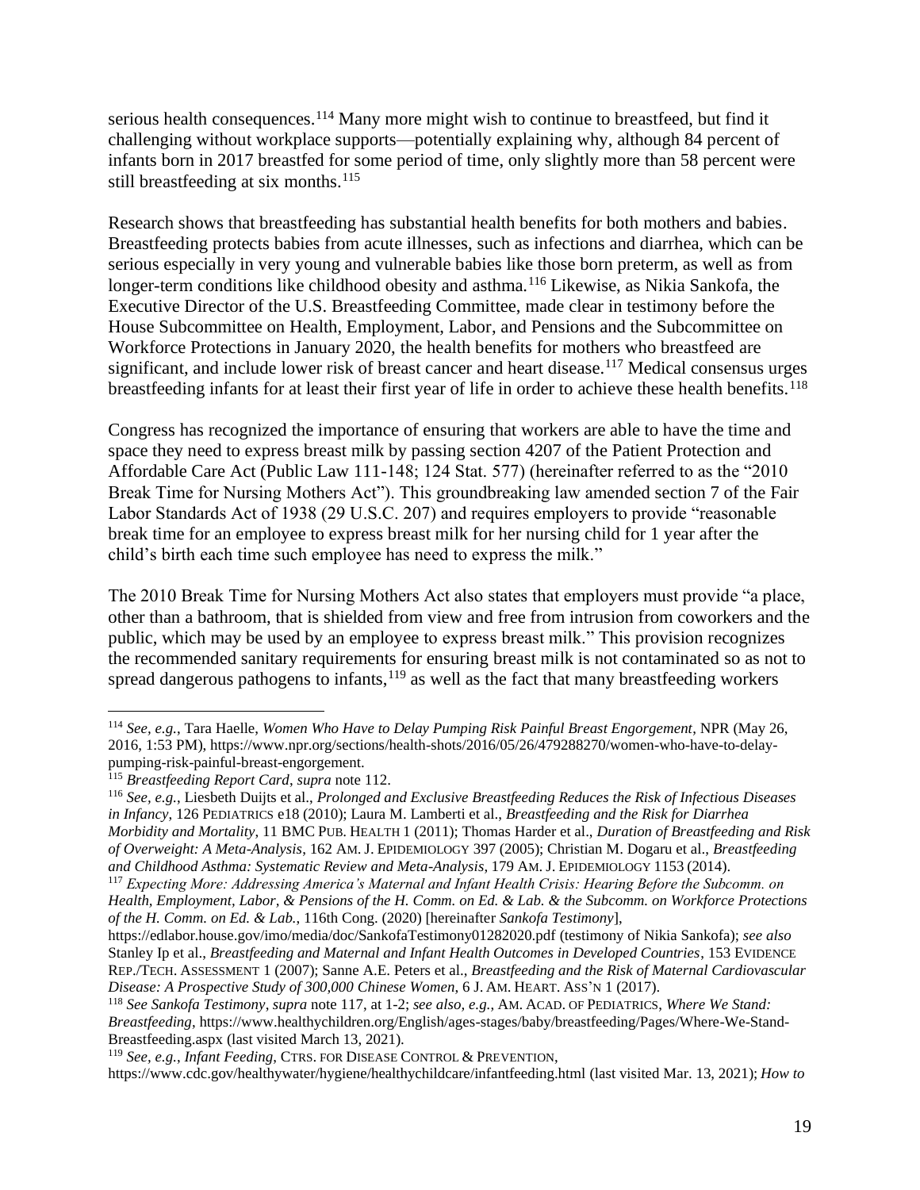serious health consequences.[114] Many more might wish to continue to breastfeed, but find it challenging without workplace supports—potentially explaining why, although 84 percent of infants born in 2017 breastfed for some period of time, only slightly more than 58 percent were still breastfeeding at six months.[115]

Research shows that breastfeeding has substantial health benefits for both mothers and babies. Breastfeeding protects babies from acute illnesses, such as infections and diarrhea, which can be serious especially in very young and vulnerable babies like those born preterm, as well as from longer-term conditions like childhood obesity and asthma.[116] Likewise, as Nikia Sankofa, the Executive Director of the U.S. Breastfeeding Committee, made clear in testimony before the House Subcommittee on Health, Employment, Labor, and Pensions and the Subcommittee on Workforce Protections in January 2020, the health benefits for mothers who breastfeed are significant, and include lower risk of breast cancer and heart disease.[117] Medical consensus urges breastfeeding infants for at least their first year of life in order to achieve these health benefits.[118]

Congress has recognized the importance of ensuring that workers are able to have the time and space they need to express breast milk by passing section 4207 of the Patient Protection and Affordable Care Act (Public Law 111-148; 124 Stat. 577) (hereinafter referred to as the "2010 Break Time for Nursing Mothers Act"). This groundbreaking law amended section 7 of the Fair Labor Standards Act of 1938 (29 U.S.C. 207) and requires employers to provide "reasonable break time for an employee to express breast milk for her nursing child for 1 year after the child's birth each time such employee has need to express the milk."

The 2010 Break Time for Nursing Mothers Act also states that employers must provide "a place, other than a bathroom, that is shielded from view and free from intrusion from coworkers and the public, which may be used by an employee to express breast milk." This provision recognizes the recommended sanitary requirements for ensuring breast milk is not contaminated so as not to spread dangerous pathogens to infants,[119] as well as the fact that many breastfeeding workers

---

[114] *See, e.g.*, Tara Haelle, *Women Who Have to Delay Pumping Risk Painful Breast Engorgement*, NPR (May 26, 2016, 1:53 PM), https://www.npr.org/sections/health-shots/2016/05/26/479288270/women-who-have-to-delay-pumping-risk-painful-breast-engorgement.

[115] *Breastfeeding Report Card*, *supra* note 112.

[116] *See, e.g.*, Liesbeth Duijts et al., *Prolonged and Exclusive Breastfeeding Reduces the Risk of Infectious Diseases in Infancy*, 126 PEDIATRICS e18 (2010); Laura M. Lamberti et al., *Breastfeeding and the Risk for Diarrhea Morbidity and Mortality*, 11 BMC PUB. HEALTH 1 (2011); Thomas Harder et al., *Duration of Breastfeeding and Risk of Overweight: A Meta-Analysis*, 162 AM. J. EPIDEMIOLOGY 397 (2005); Christian M. Dogaru et al., *Breastfeeding and Childhood Asthma: Systematic Review and Meta-Analysis*, 179 AM. J. EPIDEMIOLOGY 1153 (2014).

[117] *Expecting More: Addressing America's Maternal and Infant Health Crisis: Hearing Before the Subcomm. on Health, Employment, Labor, & Pensions of the H. Comm. on Ed. & Lab. & the Subcomm. on Workforce Protections of the H. Comm. on Ed. & Lab.*, 116th Cong. (2020) [hereinafter *Sankofa Testimony*], https://edlabor.house.gov/imo/media/doc/SankofaTestimony01282020.pdf (testimony of Nikia Sankofa); *see also* Stanley Ip et al., *Breastfeeding and Maternal and Infant Health Outcomes in Developed Countries*, 153 EVIDENCE REP./TECH. ASSESSMENT 1 (2007); Sanne A.E. Peters et al., *Breastfeeding and the Risk of Maternal Cardiovascular Disease: A Prospective Study of 300,000 Chinese Women*, 6 J. AM. HEART. ASS'N 1 (2017).

[118] *See Sankofa Testimony*, *supra* note 117, at 1-2; *see also, e.g.*, AM. ACAD. OF PEDIATRICS, *Where We Stand: Breastfeeding*, https://www.healthychildren.org/English/ages-stages/baby/breastfeeding/Pages/Where-We-Stand-Breastfeeding.aspx (last visited March 13, 2021).

[119] *See, e.g.*, *Infant Feeding*, CTRS. FOR DISEASE CONTROL & PREVENTION, https://www.cdc.gov/healthywater/hygiene/healthychildcare/infantfeeding.html (last visited Mar. 13, 2021); *How to*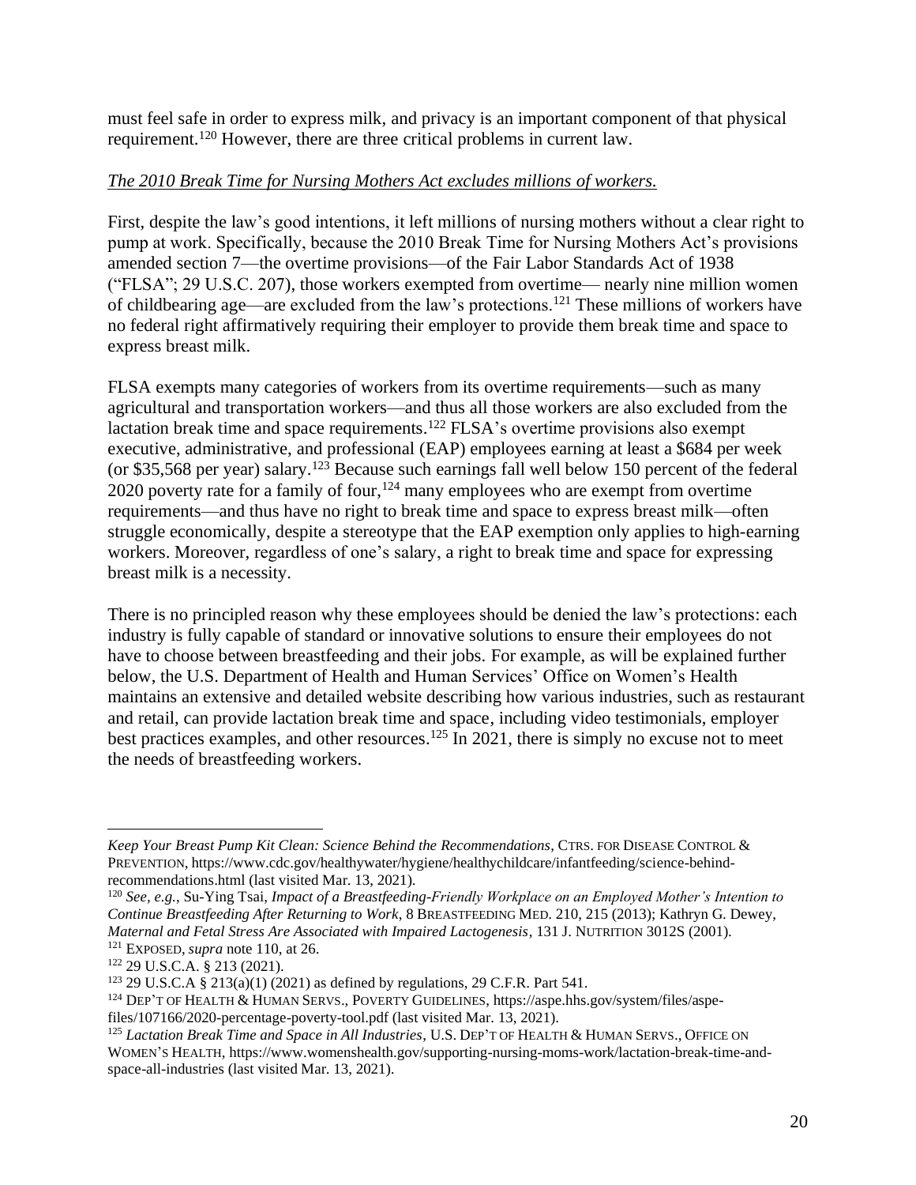must feel safe in order to express milk, and privacy is an important component of that physical requirement.[120] However, there are three critical problems in current law.

*The 2010 Break Time for Nursing Mothers Act excludes millions of workers.*

First, despite the law's good intentions, it left millions of nursing mothers without a clear right to pump at work. Specifically, because the 2010 Break Time for Nursing Mothers Act's provisions amended section 7—the overtime provisions—of the Fair Labor Standards Act of 1938 ("FLSA"; 29 U.S.C. 207), those workers exempted from overtime— nearly nine million women of childbearing age—are excluded from the law's protections.[121] These millions of workers have no federal right affirmatively requiring their employer to provide them break time and space to express breast milk.

FLSA exempts many categories of workers from its overtime requirements—such as many agricultural and transportation workers—and thus all those workers are also excluded from the lactation break time and space requirements.[122] FLSA's overtime provisions also exempt executive, administrative, and professional (EAP) employees earning at least a $684 per week (or $35,568 per year) salary.[123] Because such earnings fall well below 150 percent of the federal 2020 poverty rate for a family of four,[124] many employees who are exempt from overtime requirements—and thus have no right to break time and space to express breast milk—often struggle economically, despite a stereotype that the EAP exemption only applies to high-earning workers. Moreover, regardless of one's salary, a right to break time and space for expressing breast milk is a necessity.

There is no principled reason why these employees should be denied the law's protections: each industry is fully capable of standard or innovative solutions to ensure their employees do not have to choose between breastfeeding and their jobs. For example, as will be explained further below, the U.S. Department of Health and Human Services' Office on Women's Health maintains an extensive and detailed website describing how various industries, such as restaurant and retail, can provide lactation break time and space, including video testimonials, employer best practices examples, and other resources.[125] In 2021, there is simply no excuse not to meet the needs of breastfeeding workers.

---

*Keep Your Breast Pump Kit Clean: Science Behind the Recommendations*, CTRS. FOR DISEASE CONTROL & PREVENTION, https://www.cdc.gov/healthywater/hygiene/healthychildcare/infantfeeding/science-behind-recommendations.html (last visited Mar. 13, 2021).

[120] *See, e.g.*, Su-Ying Tsai, *Impact of a Breastfeeding-Friendly Workplace on an Employed Mother's Intention to Continue Breastfeeding After Returning to Work*, 8 BREASTFEEDING MED. 210, 215 (2013); Kathryn G. Dewey, *Maternal and Fetal Stress Are Associated with Impaired Lactogenesis*, 131 J. NUTRITION 3012S (2001).

[121] EXPOSED, *supra* note 110, at 26.

[122] 29 U.S.C.A. § 213 (2021).

[123] 29 U.S.C.A § 213(a)(1) (2021) as defined by regulations, 29 C.F.R. Part 541.

[124] DEP'T OF HEALTH & HUMAN SERVS., POVERTY GUIDELINES, https://aspe.hhs.gov/system/files/aspe-files/107166/2020-percentage-poverty-tool.pdf (last visited Mar. 13, 2021).

[125] *Lactation Break Time and Space in All Industries*, U.S. DEP'T OF HEALTH & HUMAN SERVS., OFFICE ON WOMEN'S HEALTH, https://www.womenshealth.gov/supporting-nursing-moms-work/lactation-break-time-and-space-all-industries (last visited Mar. 13, 2021).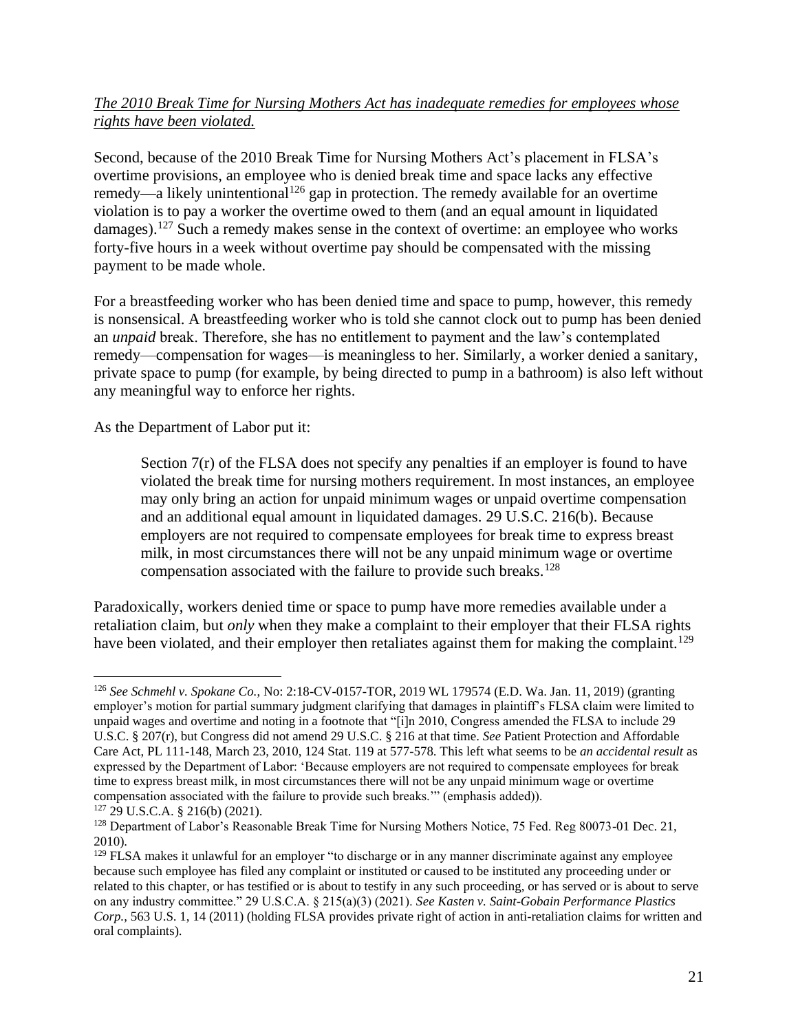*<u>The 2010 Break Time for Nursing Mothers Act has inadequate remedies for employees whose rights have been violated.</u>*

Second, because of the 2010 Break Time for Nursing Mothers Act's placement in FLSA's overtime provisions, an employee who is denied break time and space lacks any effective remedy—a likely unintentional[126] gap in protection. The remedy available for an overtime violation is to pay a worker the overtime owed to them (and an equal amount in liquidated damages).[127] Such a remedy makes sense in the context of overtime: an employee who works forty-five hours in a week without overtime pay should be compensated with the missing payment to be made whole.

For a breastfeeding worker who has been denied time and space to pump, however, this remedy is nonsensical. A breastfeeding worker who is told she cannot clock out to pump has been denied an *unpaid* break. Therefore, she has no entitlement to payment and the law's contemplated remedy—compensation for wages—is meaningless to her. Similarly, a worker denied a sanitary, private space to pump (for example, by being directed to pump in a bathroom) is also left without any meaningful way to enforce her rights.

As the Department of Labor put it:

> Section 7(r) of the FLSA does not specify any penalties if an employer is found to have violated the break time for nursing mothers requirement. In most instances, an employee may only bring an action for unpaid minimum wages or unpaid overtime compensation and an additional equal amount in liquidated damages. 29 U.S.C. 216(b). Because employers are not required to compensate employees for break time to express breast milk, in most circumstances there will not be any unpaid minimum wage or overtime compensation associated with the failure to provide such breaks.[128]

Paradoxically, workers denied time or space to pump have more remedies available under a retaliation claim, but *only* when they make a complaint to their employer that their FLSA rights have been violated, and their employer then retaliates against them for making the complaint.[129]

---

[126] *See Schmehl v. Spokane Co.*, No: 2:18-CV-0157-TOR, 2019 WL 179574 (E.D. Wa. Jan. 11, 2019) (granting employer's motion for partial summary judgment clarifying that damages in plaintiff's FLSA claim were limited to unpaid wages and overtime and noting in a footnote that "[i]n 2010, Congress amended the FLSA to include 29 U.S.C. § 207(r), but Congress did not amend 29 U.S.C. § 216 at that time. *See* Patient Protection and Affordable Care Act, PL 111-148, March 23, 2010, 124 Stat. 119 at 577-578. This left what seems to be *an accidental result* as expressed by the Department of Labor: 'Because employers are not required to compensate employees for break time to express breast milk, in most circumstances there will not be any unpaid minimum wage or overtime compensation associated with the failure to provide such breaks.'" (emphasis added)).

[127] 29 U.S.C.A. § 216(b) (2021).

[128] Department of Labor's Reasonable Break Time for Nursing Mothers Notice, 75 Fed. Reg 80073-01 Dec. 21, 2010).

[129] FLSA makes it unlawful for an employer "to discharge or in any manner discriminate against any employee because such employee has filed any complaint or instituted or caused to be instituted any proceeding under or related to this chapter, or has testified or is about to testify in any such proceeding, or has served or is about to serve on any industry committee." 29 U.S.C.A. § 215(a)(3) (2021). *See Kasten v. Saint-Gobain Performance Plastics Corp.*, 563 U.S. 1, 14 (2011) (holding FLSA provides private right of action in anti-retaliation claims for written and oral complaints).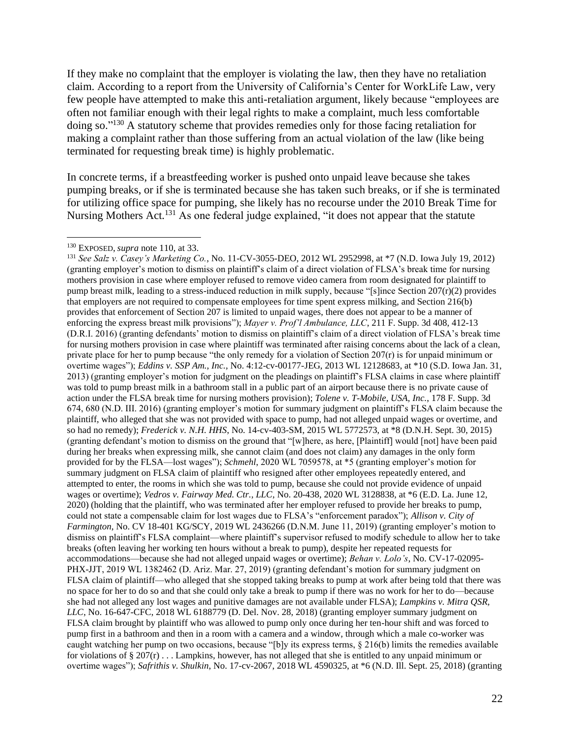If they make no complaint that the employer is violating the law, then they have no retaliation claim. According to a report from the University of California's Center for WorkLife Law, very few people have attempted to make this anti-retaliation argument, likely because "employees are often not familiar enough with their legal rights to make a complaint, much less comfortable doing so."[130] A statutory scheme that provides remedies only for those facing retaliation for making a complaint rather than those suffering from an actual violation of the law (like being terminated for requesting break time) is highly problematic.

In concrete terms, if a breastfeeding worker is pushed onto unpaid leave because she takes pumping breaks, or if she is terminated because she has taken such breaks, or if she is terminated for utilizing office space for pumping, she likely has no recourse under the 2010 Break Time for Nursing Mothers Act.[131] As one federal judge explained, "it does not appear that the statute

---

[130] EXPOSED, *supra* note 110, at 33.

[131] *See Salz v. Casey's Marketing Co.*, No. 11-CV-3055-DEO, 2012 WL 2952998, at *7 (N.D. Iowa July 19, 2012) (granting employer's motion to dismiss on plaintiff's claim of a direct violation of FLSA's break time for nursing mothers provision in case where employer refused to remove video camera from room designated for plaintiff to pump breast milk, leading to a stress-induced reduction in milk supply, because "[s]ince Section 207(r)(2) provides that employers are not required to compensate employees for time spent express milking, and Section 216(b) provides that enforcement of Section 207 is limited to unpaid wages, there does not appear to be a manner of enforcing the express breast milk provisions"); *Mayer v. Prof'l Ambulance, LLC*, 211 F. Supp. 3d 408, 412-13 (D.R.I. 2016) (granting defendants' motion to dismiss on plaintiff's claim of a direct violation of FLSA's break time for nursing mothers provision in case where plaintiff was terminated after raising concerns about the lack of a clean, private place for her to pump because "the only remedy for a violation of Section 207(r) is for unpaid minimum or overtime wages"); *Eddins v. SSP Am., Inc.*, No. 4:12-cv-00177-JEG, 2013 WL 12128683, at *10 (S.D. Iowa Jan. 31, 2013) (granting employer's motion for judgment on the pleadings on plaintiff's FLSA claims in case where plaintiff was told to pump breast milk in a bathroom stall in a public part of an airport because there is no private cause of action under the FLSA break time for nursing mothers provision); *Tolene v. T-Mobile, USA, Inc.*, 178 F. Supp. 3d 674, 680 (N.D. Ill. 2016) (granting employer's motion for summary judgment on plaintiff's FLSA claim because the plaintiff, who alleged that she was not provided with space to pump, had not alleged unpaid wages or overtime, and so had no remedy); *Frederick v. N.H. HHS*, No. 14-cv-403-SM, 2015 WL 5772573, at *8 (D.N.H. Sept. 30, 2015) (granting defendant's motion to dismiss on the ground that "[w]here, as here, [Plaintiff] would [not] have been paid during her breaks when expressing milk, she cannot claim (and does not claim) any damages in the only form provided for by the FLSA—lost wages"); *Schmehl*, 2020 WL 7059578, at *5 (granting employer's motion for summary judgment on FLSA claim of plaintiff who resigned after other employees repeatedly entered, and attempted to enter, the rooms in which she was told to pump, because she could not provide evidence of unpaid wages or overtime); *Vedros v. Fairway Med. Ctr., LLC*, No. 20-438, 2020 WL 3128838, at *6 (E.D. La. June 12, 2020) (holding that the plaintiff, who was terminated after her employer refused to provide her breaks to pump, could not state a compensable claim for lost wages due to FLSA's "enforcement paradox"); *Allison v. City of Farmington*, No. CV 18-401 KG/SCY, 2019 WL 2436266 (D.N.M. June 11, 2019) (granting employer's motion to dismiss on plaintiff's FLSA complaint—where plaintiff's supervisor refused to modify schedule to allow her to take breaks (often leaving her working ten hours without a break to pump), despite her repeated requests for accommodations—because she had not alleged unpaid wages or overtime); *Behan v. Lolo's*, No. CV-17-02095-PHX-JJT, 2019 WL 1382462 (D. Ariz. Mar. 27, 2019) (granting defendant's motion for summary judgment on FLSA claim of plaintiff—who alleged that she stopped taking breaks to pump at work after being told that there was no space for her to do so and that she could only take a break to pump if there was no work for her to do—because she had not alleged any lost wages and punitive damages are not available under FLSA); *Lampkins v. Mitra QSR, LLC*, No. 16-647-CFC, 2018 WL 6188779 (D. Del. Nov. 28, 2018) (granting employer summary judgment on FLSA claim brought by plaintiff who was allowed to pump only once during her ten-hour shift and was forced to pump first in a bathroom and then in a room with a camera and a window, through which a male co-worker was caught watching her pump on two occasions, because "[b]y its express terms, § 216(b) limits the remedies available for violations of § 207(r) . . . Lampkins, however, has not alleged that she is entitled to any unpaid minimum or overtime wages"); *Safrithis v. Shulkin*, No. 17-cv-2067, 2018 WL 4590325, at *6 (N.D. Ill. Sept. 25, 2018) (granting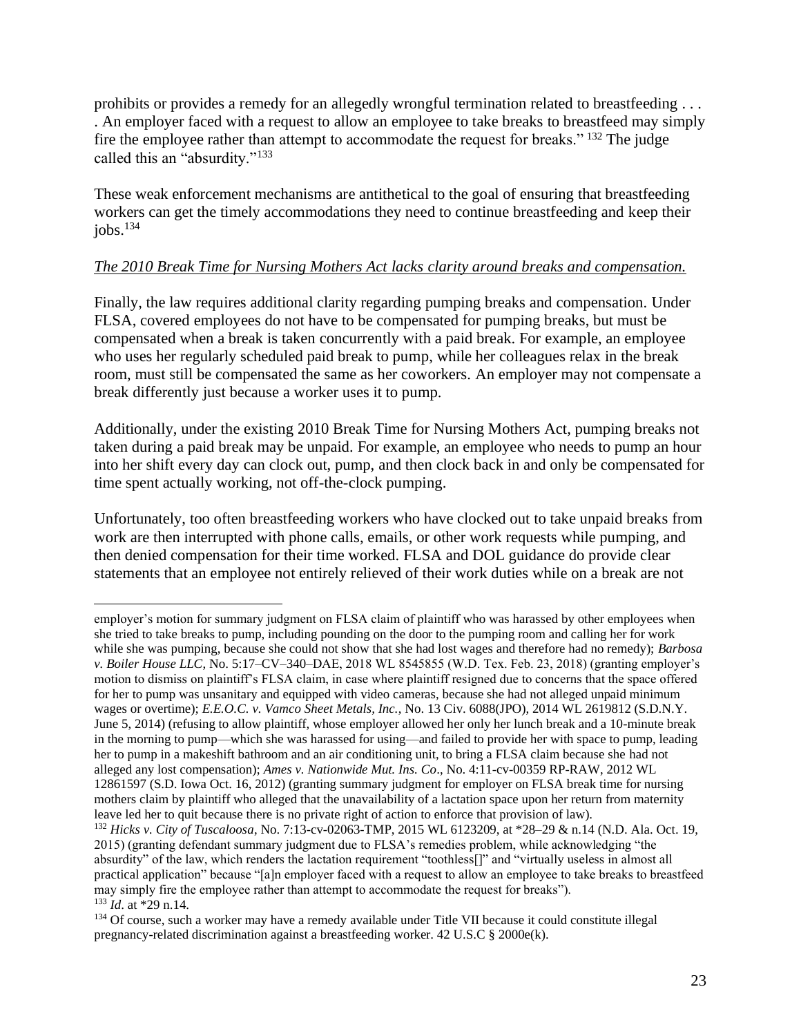prohibits or provides a remedy for an allegedly wrongful termination related to breastfeeding . . . . An employer faced with a request to allow an employee to take breaks to breastfeed may simply fire the employee rather than attempt to accommodate the request for breaks."[132] The judge called this an "absurdity."[133]

These weak enforcement mechanisms are antithetical to the goal of ensuring that breastfeeding workers can get the timely accommodations they need to continue breastfeeding and keep their jobs.[134]

*The 2010 Break Time for Nursing Mothers Act lacks clarity around breaks and compensation.*

Finally, the law requires additional clarity regarding pumping breaks and compensation. Under FLSA, covered employees do not have to be compensated for pumping breaks, but must be compensated when a break is taken concurrently with a paid break. For example, an employee who uses her regularly scheduled paid break to pump, while her colleagues relax in the break room, must still be compensated the same as her coworkers. An employer may not compensate a break differently just because a worker uses it to pump.

Additionally, under the existing 2010 Break Time for Nursing Mothers Act, pumping breaks not taken during a paid break may be unpaid. For example, an employee who needs to pump an hour into her shift every day can clock out, pump, and then clock back in and only be compensated for time spent actually working, not off-the-clock pumping.

Unfortunately, too often breastfeeding workers who have clocked out to take unpaid breaks from work are then interrupted with phone calls, emails, or other work requests while pumping, and then denied compensation for their time worked. FLSA and DOL guidance do provide clear statements that an employee not entirely relieved of their work duties while on a break are not

---

employer's motion for summary judgment on FLSA claim of plaintiff who was harassed by other employees when she tried to take breaks to pump, including pounding on the door to the pumping room and calling her for work while she was pumping, because she could not show that she had lost wages and therefore had no remedy); *Barbosa v. Boiler House LLC*, No. 5:17–CV–340–DAE, 2018 WL 8545855 (W.D. Tex. Feb. 23, 2018) (granting employer's motion to dismiss on plaintiff's FLSA claim, in case where plaintiff resigned due to concerns that the space offered for her to pump was unsanitary and equipped with video cameras, because she had not alleged unpaid minimum wages or overtime); *E.E.O.C. v. Vamco Sheet Metals, Inc.*, No. 13 Civ. 6088(JPO), 2014 WL 2619812 (S.D.N.Y. June 5, 2014) (refusing to allow plaintiff, whose employer allowed her only her lunch break and a 10-minute break in the morning to pump—which she was harassed for using—and failed to provide her with space to pump, leading her to pump in a makeshift bathroom and an air conditioning unit, to bring a FLSA claim because she had not alleged any lost compensation); *Ames v. Nationwide Mut. Ins. Co*., No. 4:11-cv-00359 RP-RAW, 2012 WL 12861597 (S.D. Iowa Oct. 16, 2012) (granting summary judgment for employer on FLSA break time for nursing mothers claim by plaintiff who alleged that the unavailability of a lactation space upon her return from maternity leave led her to quit because there is no private right of action to enforce that provision of law).

[132] *Hicks v. City of Tuscaloosa*, No. 7:13-cv-02063-TMP, 2015 WL 6123209, at *28–29 & n.14 (N.D. Ala. Oct. 19, 2015) (granting defendant summary judgment due to FLSA's remedies problem, while acknowledging "the absurdity" of the law, which renders the lactation requirement "toothless[]" and "virtually useless in almost all practical application" because "[a]n employer faced with a request to allow an employee to take breaks to breastfeed may simply fire the employee rather than attempt to accommodate the request for breaks").

[133] *Id*. at *29 n.14.

[134] Of course, such a worker may have a remedy available under Title VII because it could constitute illegal pregnancy-related discrimination against a breastfeeding worker. 42 U.S.C § 2000e(k).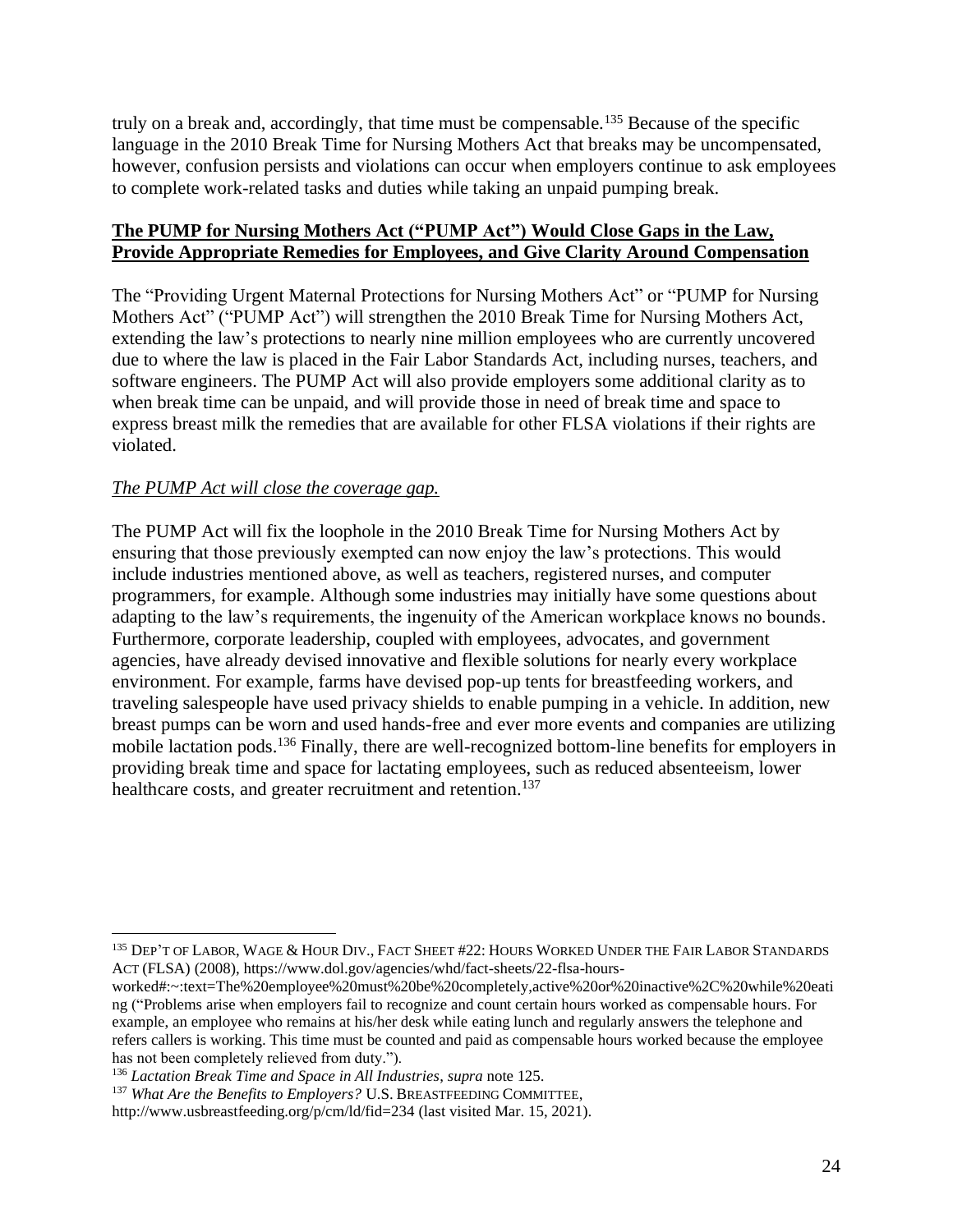truly on a break and, accordingly, that time must be compensable.[135] Because of the specific language in the 2010 Break Time for Nursing Mothers Act that breaks may be uncompensated, however, confusion persists and violations can occur when employers continue to ask employees to complete work-related tasks and duties while taking an unpaid pumping break.

**<u>The PUMP for Nursing Mothers Act ("PUMP Act") Would Close Gaps in the Law, Provide Appropriate Remedies for Employees, and Give Clarity Around Compensation</u>**

The "Providing Urgent Maternal Protections for Nursing Mothers Act" or "PUMP for Nursing Mothers Act" ("PUMP Act") will strengthen the 2010 Break Time for Nursing Mothers Act, extending the law's protections to nearly nine million employees who are currently uncovered due to where the law is placed in the Fair Labor Standards Act, including nurses, teachers, and software engineers. The PUMP Act will also provide employers some additional clarity as to when break time can be unpaid, and will provide those in need of break time and space to express breast milk the remedies that are available for other FLSA violations if their rights are violated.

*<u>The PUMP Act will close the coverage gap.</u>*

The PUMP Act will fix the loophole in the 2010 Break Time for Nursing Mothers Act by ensuring that those previously exempted can now enjoy the law's protections. This would include industries mentioned above, as well as teachers, registered nurses, and computer programmers, for example. Although some industries may initially have some questions about adapting to the law's requirements, the ingenuity of the American workplace knows no bounds. Furthermore, corporate leadership, coupled with employees, advocates, and government agencies, have already devised innovative and flexible solutions for nearly every workplace environment. For example, farms have devised pop-up tents for breastfeeding workers, and traveling salespeople have used privacy shields to enable pumping in a vehicle. In addition, new breast pumps can be worn and used hands-free and ever more events and companies are utilizing mobile lactation pods.[136] Finally, there are well-recognized bottom-line benefits for employers in providing break time and space for lactating employees, such as reduced absenteeism, lower healthcare costs, and greater recruitment and retention.[137]

---

[135] DEP'T OF LABOR, WAGE & HOUR DIV., FACT SHEET #22: HOURS WORKED UNDER THE FAIR LABOR STANDARDS ACT (FLSA) (2008), https://www.dol.gov/agencies/whd/fact-sheets/22-flsa-hours-worked#:~:text=The%20employee%20must%20be%20completely,active%20or%20inactive%2C%20while%20eating ("Problems arise when employers fail to recognize and count certain hours worked as compensable hours. For example, an employee who remains at his/her desk while eating lunch and regularly answers the telephone and refers callers is working. This time must be counted and paid as compensable hours worked because the employee has not been completely relieved from duty.").

[136] *Lactation Break Time and Space in All Industries*, *supra* note 125.

[137] *What Are the Benefits to Employers?* U.S. BREASTFEEDING COMMITTEE, http://www.usbreastfeeding.org/p/cm/ld/fid=234 (last visited Mar. 15, 2021).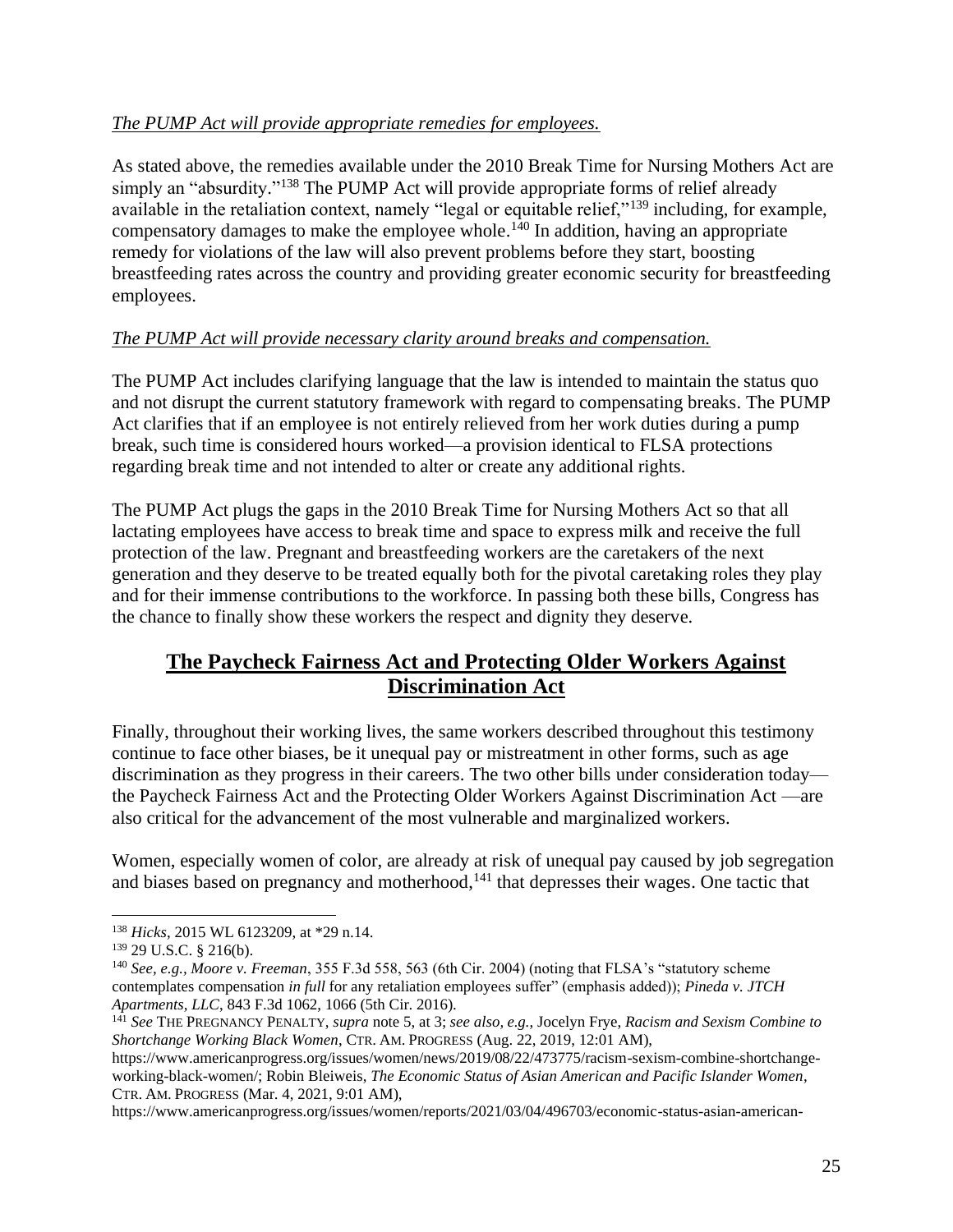*The PUMP Act will provide appropriate remedies for employees.*

As stated above, the remedies available under the 2010 Break Time for Nursing Mothers Act are simply an "absurdity."[138] The PUMP Act will provide appropriate forms of relief already available in the retaliation context, namely "legal or equitable relief,"[139] including, for example, compensatory damages to make the employee whole.[140] In addition, having an appropriate remedy for violations of the law will also prevent problems before they start, boosting breastfeeding rates across the country and providing greater economic security for breastfeeding employees.

*The PUMP Act will provide necessary clarity around breaks and compensation.*

The PUMP Act includes clarifying language that the law is intended to maintain the status quo and not disrupt the current statutory framework with regard to compensating breaks. The PUMP Act clarifies that if an employee is not entirely relieved from her work duties during a pump break, such time is considered hours worked—a provision identical to FLSA protections regarding break time and not intended to alter or create any additional rights.

The PUMP Act plugs the gaps in the 2010 Break Time for Nursing Mothers Act so that all lactating employees have access to break time and space to express milk and receive the full protection of the law. Pregnant and breastfeeding workers are the caretakers of the next generation and they deserve to be treated equally both for the pivotal caretaking roles they play and for their immense contributions to the workforce. In passing both these bills, Congress has the chance to finally show these workers the respect and dignity they deserve.

## The Paycheck Fairness Act and Protecting Older Workers Against Discrimination Act

Finally, throughout their working lives, the same workers described throughout this testimony continue to face other biases, be it unequal pay or mistreatment in other forms, such as age discrimination as they progress in their careers. The two other bills under consideration today—the Paycheck Fairness Act and the Protecting Older Workers Against Discrimination Act —are also critical for the advancement of the most vulnerable and marginalized workers.

Women, especially women of color, are already at risk of unequal pay caused by job segregation and biases based on pregnancy and motherhood,[141] that depresses their wages. One tactic that

---

[138] *Hicks*, 2015 WL 6123209, at *29 n.14.

[139] 29 U.S.C. § 216(b).

[140] *See, e.g.*, *Moore v. Freeman*, 355 F.3d 558, 563 (6th Cir. 2004) (noting that FLSA's "statutory scheme contemplates compensation *in full* for any retaliation employees suffer" (emphasis added)); *Pineda v. JTCH Apartments, LLC*, 843 F.3d 1062, 1066 (5th Cir. 2016).

[141] *See* THE PREGNANCY PENALTY, *supra* note 5, at 3; *see also, e.g.*, Jocelyn Frye, *Racism and Sexism Combine to Shortchange Working Black Women*, CTR. AM. PROGRESS (Aug. 22, 2019, 12:01 AM), https://www.americanprogress.org/issues/women/news/2019/08/22/473775/racism-sexism-combine-shortchange-working-black-women/; Robin Bleiweis, *The Economic Status of Asian American and Pacific Islander Women*, CTR. AM. PROGRESS (Mar. 4, 2021, 9:01 AM), https://www.americanprogress.org/issues/women/reports/2021/03/04/496703/economic-status-asian-american-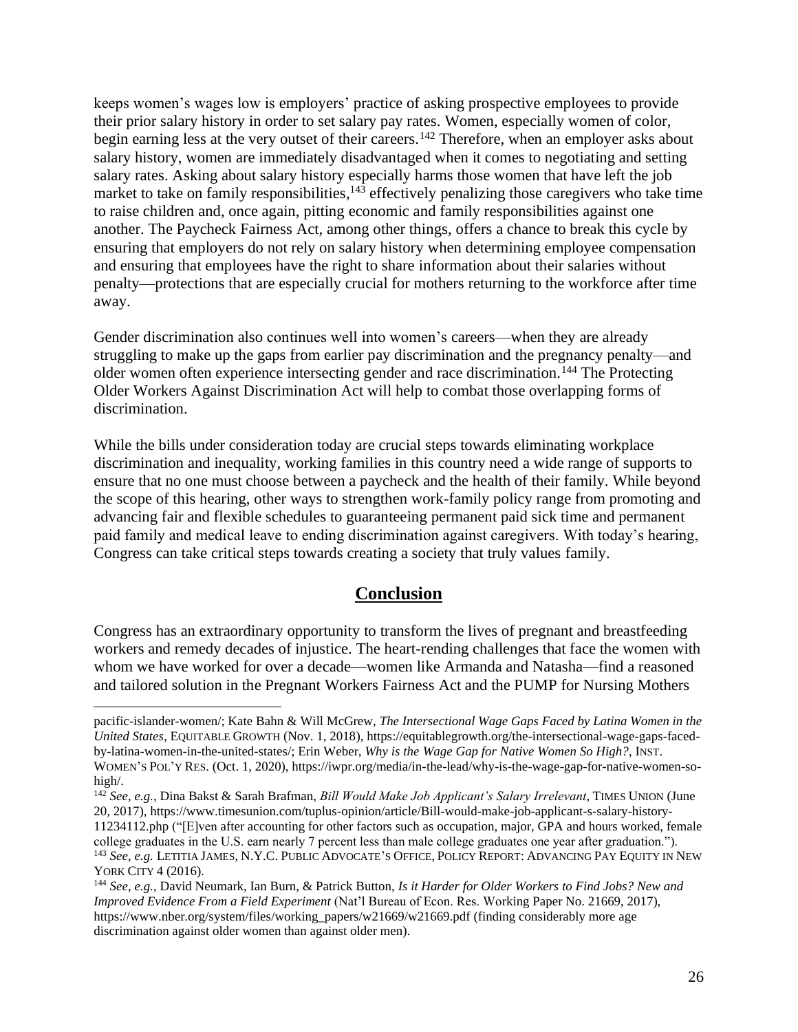keeps women's wages low is employers' practice of asking prospective employees to provide their prior salary history in order to set salary pay rates. Women, especially women of color, begin earning less at the very outset of their careers.[142] Therefore, when an employer asks about salary history, women are immediately disadvantaged when it comes to negotiating and setting salary rates. Asking about salary history especially harms those women that have left the job market to take on family responsibilities,[143] effectively penalizing those caregivers who take time to raise children and, once again, pitting economic and family responsibilities against one another. The Paycheck Fairness Act, among other things, offers a chance to break this cycle by ensuring that employers do not rely on salary history when determining employee compensation and ensuring that employees have the right to share information about their salaries without penalty—protections that are especially crucial for mothers returning to the workforce after time away.

Gender discrimination also continues well into women's careers—when they are already struggling to make up the gaps from earlier pay discrimination and the pregnancy penalty—and older women often experience intersecting gender and race discrimination.[144] The Protecting Older Workers Against Discrimination Act will help to combat those overlapping forms of discrimination.

While the bills under consideration today are crucial steps towards eliminating workplace discrimination and inequality, working families in this country need a wide range of supports to ensure that no one must choose between a paycheck and the health of their family. While beyond the scope of this hearing, other ways to strengthen work-family policy range from promoting and advancing fair and flexible schedules to guaranteeing permanent paid sick time and permanent paid family and medical leave to ending discrimination against caregivers. With today's hearing, Congress can take critical steps towards creating a society that truly values family.

## **Conclusion**

Congress has an extraordinary opportunity to transform the lives of pregnant and breastfeeding workers and remedy decades of injustice. The heart-rending challenges that face the women with whom we have worked for over a decade—women like Armanda and Natasha—find a reasoned and tailored solution in the Pregnant Workers Fairness Act and the PUMP for Nursing Mothers

---

pacific-islander-women/; Kate Bahn & Will McGrew, *The Intersectional Wage Gaps Faced by Latina Women in the United States*, EQUITABLE GROWTH (Nov. 1, 2018), https://equitablegrowth.org/the-intersectional-wage-gaps-faced-by-latina-women-in-the-united-states/; Erin Weber, *Why is the Wage Gap for Native Women So High?*, INST. WOMEN'S POL'Y RES. (Oct. 1, 2020), https://iwpr.org/media/in-the-lead/why-is-the-wage-gap-for-native-women-so-high/.

[142] *See, e.g.*, Dina Bakst & Sarah Brafman, *Bill Would Make Job Applicant's Salary Irrelevant*, TIMES UNION (June 20, 2017), https://www.timesunion.com/tuplus-opinion/article/Bill-would-make-job-applicant-s-salary-history-11234112.php ("[E]ven after accounting for other factors such as occupation, major, GPA and hours worked, female college graduates in the U.S. earn nearly 7 percent less than male college graduates one year after graduation.").

[143] *See, e.g.* LETITIA JAMES, N.Y.C. PUBLIC ADVOCATE'S OFFICE, POLICY REPORT: ADVANCING PAY EQUITY IN NEW YORK CITY 4 (2016).

[144] *See, e.g.*, David Neumark, Ian Burn, & Patrick Button, *Is it Harder for Older Workers to Find Jobs? New and Improved Evidence From a Field Experiment* (Nat'l Bureau of Econ. Res. Working Paper No. 21669, 2017), https://www.nber.org/system/files/working_papers/w21669/w21669.pdf (finding considerably more age discrimination against older women than against older men).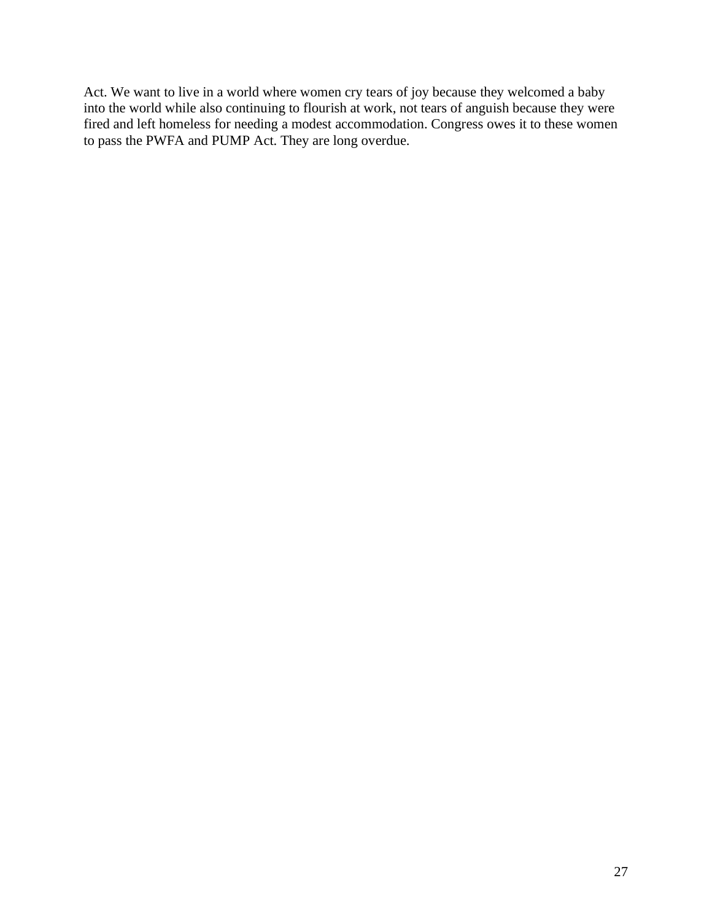Act. We want to live in a world where women cry tears of joy because they welcomed a baby into the world while also continuing to flourish at work, not tears of anguish because they were fired and left homeless for needing a modest accommodation. Congress owes it to these women to pass the PWFA and PUMP Act. They are long overdue.